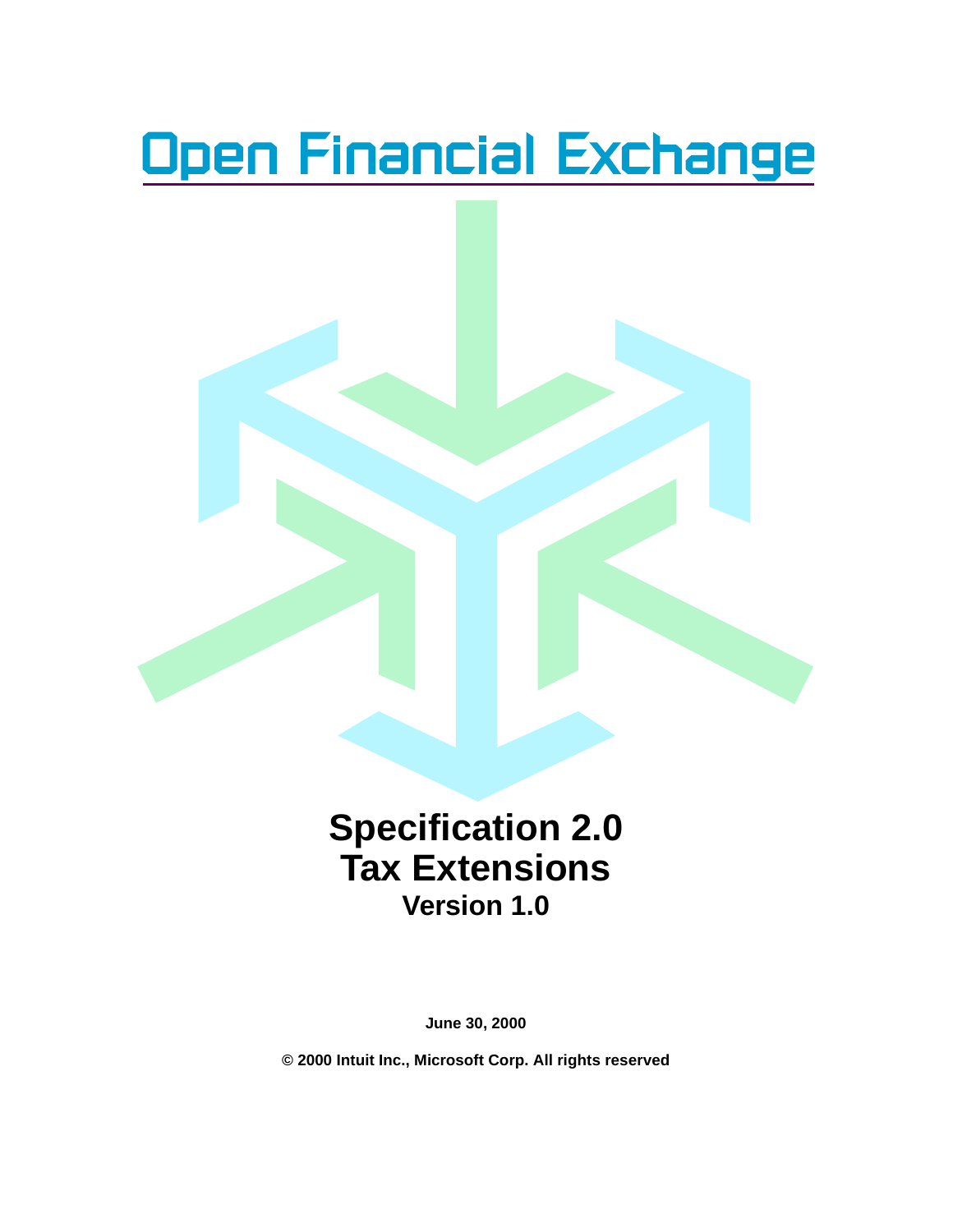# Open Financial Exchange

## Specification 2.0
## Tax Extensions
### Version 1.0

**June 30, 2000**

**© 2000 Intuit Inc., Microsoft Corp. All rights reserved**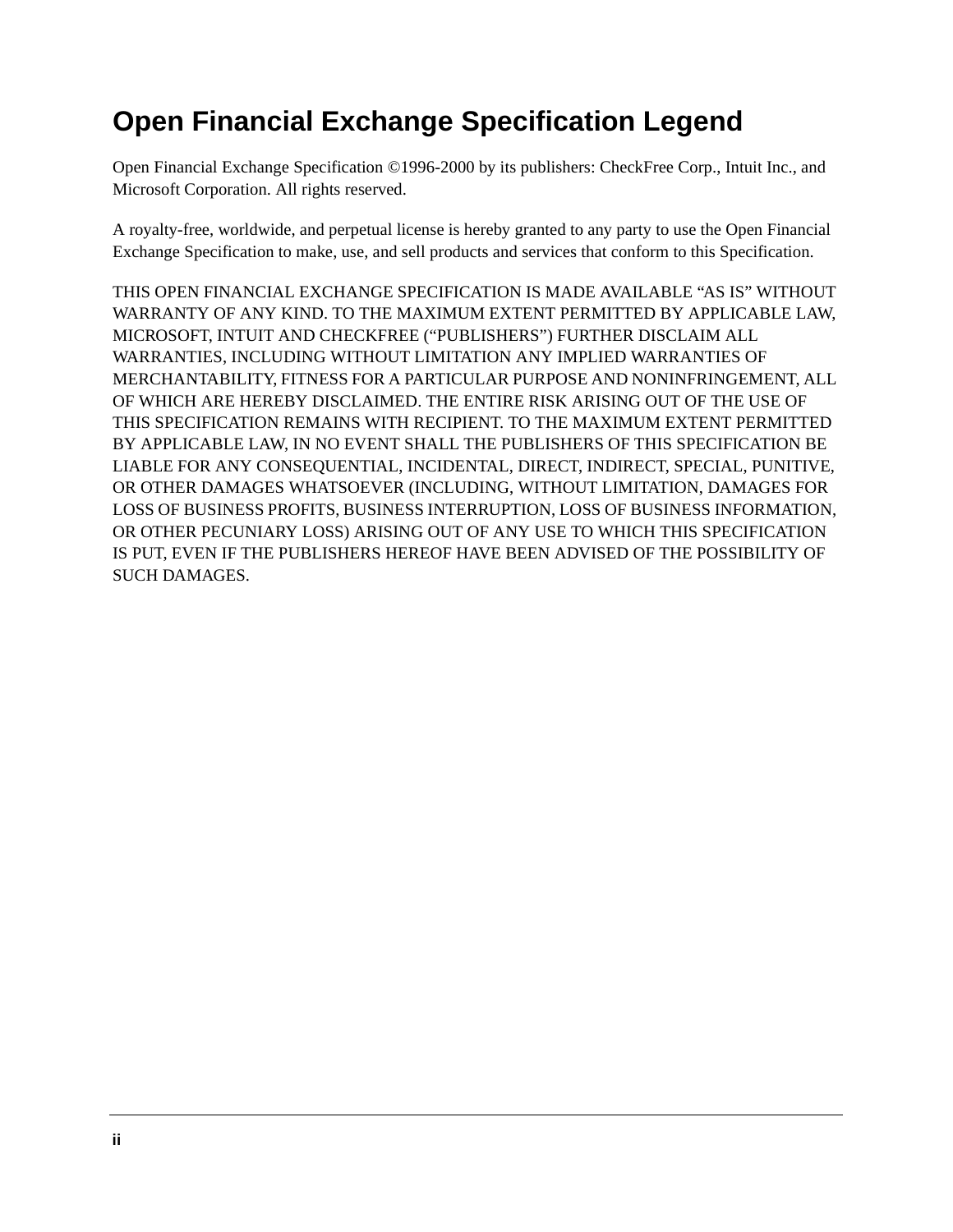# Open Financial Exchange Specification Legend

Open Financial Exchange Specification ©1996-2000 by its publishers: CheckFree Corp., Intuit Inc., and Microsoft Corporation. All rights reserved.

A royalty-free, worldwide, and perpetual license is hereby granted to any party to use the Open Financial Exchange Specification to make, use, and sell products and services that conform to this Specification.

THIS OPEN FINANCIAL EXCHANGE SPECIFICATION IS MADE AVAILABLE "AS IS" WITHOUT WARRANTY OF ANY KIND. TO THE MAXIMUM EXTENT PERMITTED BY APPLICABLE LAW, MICROSOFT, INTUIT AND CHECKFREE ("PUBLISHERS") FURTHER DISCLAIM ALL WARRANTIES, INCLUDING WITHOUT LIMITATION ANY IMPLIED WARRANTIES OF MERCHANTABILITY, FITNESS FOR A PARTICULAR PURPOSE AND NONINFRINGEMENT, ALL OF WHICH ARE HEREBY DISCLAIMED. THE ENTIRE RISK ARISING OUT OF THE USE OF THIS SPECIFICATION REMAINS WITH RECIPIENT. TO THE MAXIMUM EXTENT PERMITTED BY APPLICABLE LAW, IN NO EVENT SHALL THE PUBLISHERS OF THIS SPECIFICATION BE LIABLE FOR ANY CONSEQUENTIAL, INCIDENTAL, DIRECT, INDIRECT, SPECIAL, PUNITIVE, OR OTHER DAMAGES WHATSOEVER (INCLUDING, WITHOUT LIMITATION, DAMAGES FOR LOSS OF BUSINESS PROFITS, BUSINESS INTERRUPTION, LOSS OF BUSINESS INFORMATION, OR OTHER PECUNIARY LOSS) ARISING OUT OF ANY USE TO WHICH THIS SPECIFICATION IS PUT, EVEN IF THE PUBLISHERS HEREOF HAVE BEEN ADVISED OF THE POSSIBILITY OF SUCH DAMAGES.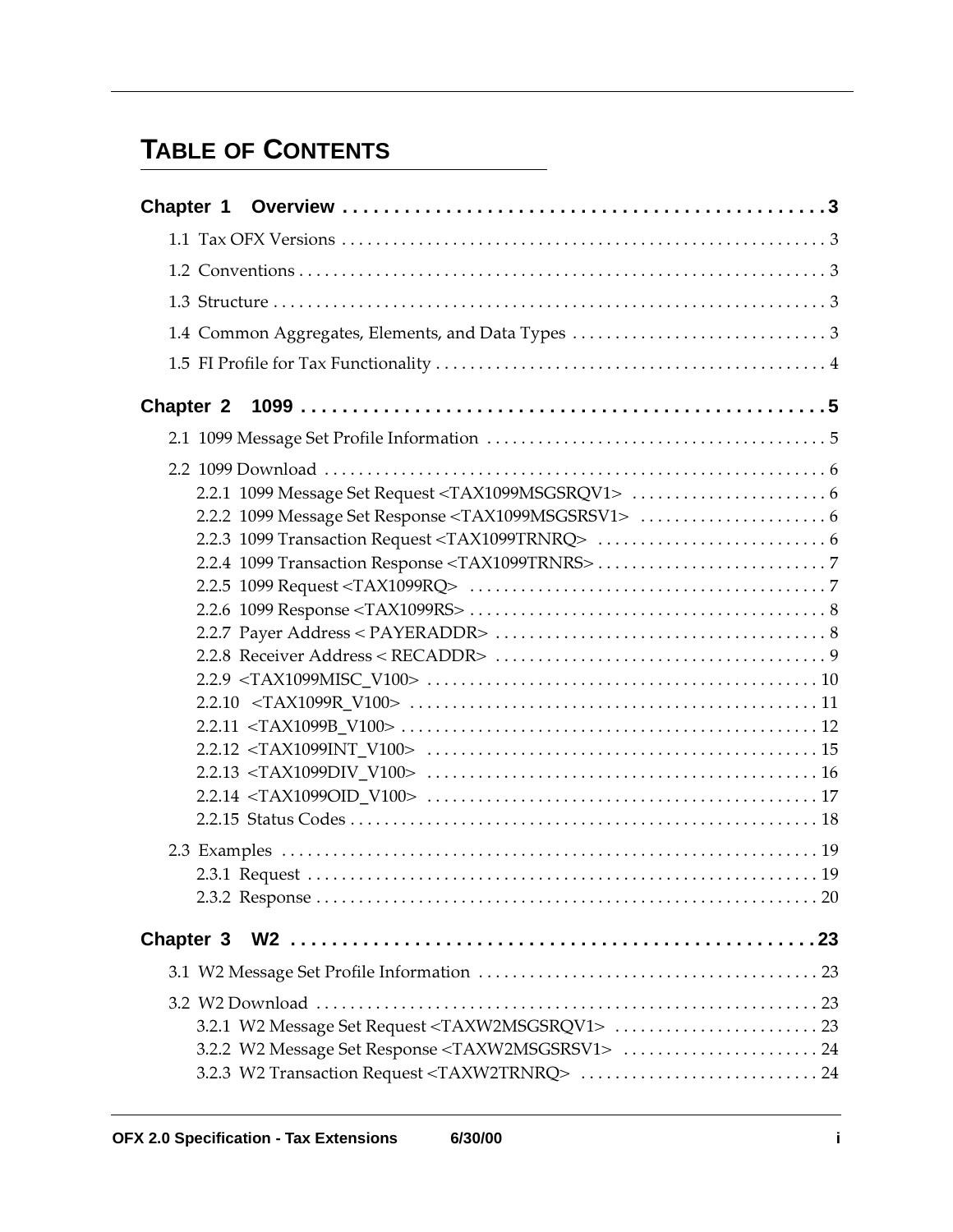# TABLE OF CONTENTS

**Chapter 1 Overview . . . . . . . . . . . . . . . . . . . . . . . . . . . . . . . . . . . . . . . . . . . . . . . 3**

1.1 Tax OFX Versions . . . . . . . . . . . . . . . . . . . . . . . . . . . . . . . . . . . . . . . . . . . . . . . . . . . . . . . 3

1.2 Conventions . . . . . . . . . . . . . . . . . . . . . . . . . . . . . . . . . . . . . . . . . . . . . . . . . . . . . . . . . . . . 3

1.3 Structure . . . . . . . . . . . . . . . . . . . . . . . . . . . . . . . . . . . . . . . . . . . . . . . . . . . . . . . . . . . . . . 3

1.4 Common Aggregates, Elements, and Data Types . . . . . . . . . . . . . . . . . . . . . . . . . . . . . . 3

1.5 FI Profile for Tax Functionality . . . . . . . . . . . . . . . . . . . . . . . . . . . . . . . . . . . . . . . . . . . . . 4

**Chapter 2 1099 . . . . . . . . . . . . . . . . . . . . . . . . . . . . . . . . . . . . . . . . . . . . . . . . . . . 5**

2.1 1099 Message Set Profile Information . . . . . . . . . . . . . . . . . . . . . . . . . . . . . . . . . . . . . . . 5

2.2 1099 Download . . . . . . . . . . . . . . . . . . . . . . . . . . . . . . . . . . . . . . . . . . . . . . . . . . . . . . . . . . 6
- 2.2.1 1099 Message Set Request <TAX1099MSGSRQV1> . . . . . . . . . . . . . . . . . . . . . . . 6
- 2.2.2 1099 Message Set Response <TAX1099MSGSRSV1> . . . . . . . . . . . . . . . . . . . . . . 6
- 2.2.3 1099 Transaction Request <TAX1099TRNRQ> . . . . . . . . . . . . . . . . . . . . . . . . . . . 6
- 2.2.4 1099 Transaction Response <TAX1099TRNRS> . . . . . . . . . . . . . . . . . . . . . . . . . . 7
- 2.2.5 1099 Request <TAX1099RQ> . . . . . . . . . . . . . . . . . . . . . . . . . . . . . . . . . . . . . . . . . 7
- 2.2.6 1099 Response <TAX1099RS> . . . . . . . . . . . . . . . . . . . . . . . . . . . . . . . . . . . . . . . . 8
- 2.2.7 Payer Address < PAYERADDR> . . . . . . . . . . . . . . . . . . . . . . . . . . . . . . . . . . . . . . 8
- 2.2.8 Receiver Address < RECADDR> . . . . . . . . . . . . . . . . . . . . . . . . . . . . . . . . . . . . . . 9
- 2.2.9 <TAX1099MISC_V100> . . . . . . . . . . . . . . . . . . . . . . . . . . . . . . . . . . . . . . . . . . . . 10
- 2.2.10 <TAX1099R_V100> . . . . . . . . . . . . . . . . . . . . . . . . . . . . . . . . . . . . . . . . . . . . . . 11
- 2.2.11 <TAX1099B_V100> . . . . . . . . . . . . . . . . . . . . . . . . . . . . . . . . . . . . . . . . . . . . . . . 12
- 2.2.12 <TAX1099INT_V100> . . . . . . . . . . . . . . . . . . . . . . . . . . . . . . . . . . . . . . . . . . . . 15
- 2.2.13 <TAX1099DIV_V100> . . . . . . . . . . . . . . . . . . . . . . . . . . . . . . . . . . . . . . . . . . . . 16
- 2.2.14 <TAX1099OID_V100> . . . . . . . . . . . . . . . . . . . . . . . . . . . . . . . . . . . . . . . . . . . . 17
- 2.2.15 Status Codes . . . . . . . . . . . . . . . . . . . . . . . . . . . . . . . . . . . . . . . . . . . . . . . . . . . . 18

2.3 Examples . . . . . . . . . . . . . . . . . . . . . . . . . . . . . . . . . . . . . . . . . . . . . . . . . . . . . . . . . . . . . 19
- 2.3.1 Request . . . . . . . . . . . . . . . . . . . . . . . . . . . . . . . . . . . . . . . . . . . . . . . . . . . . . . . . . 19
- 2.3.2 Response . . . . . . . . . . . . . . . . . . . . . . . . . . . . . . . . . . . . . . . . . . . . . . . . . . . . . . . . 20

**Chapter 3 W2 . . . . . . . . . . . . . . . . . . . . . . . . . . . . . . . . . . . . . . . . . . . . . . . . . . . . 23**

3.1 W2 Message Set Profile Information . . . . . . . . . . . . . . . . . . . . . . . . . . . . . . . . . . . . . . . 23

3.2 W2 Download . . . . . . . . . . . . . . . . . . . . . . . . . . . . . . . . . . . . . . . . . . . . . . . . . . . . . . . . . 23
- 3.2.1 W2 Message Set Request <TAXW2MSGSRQV1> . . . . . . . . . . . . . . . . . . . . . . . . 23
- 3.2.2 W2 Message Set Response <TAXW2MSGSRSV1> . . . . . . . . . . . . . . . . . . . . . . . 24
- 3.2.3 W2 Transaction Request <TAXW2TRNRQ> . . . . . . . . . . . . . . . . . . . . . . . . . . . . 24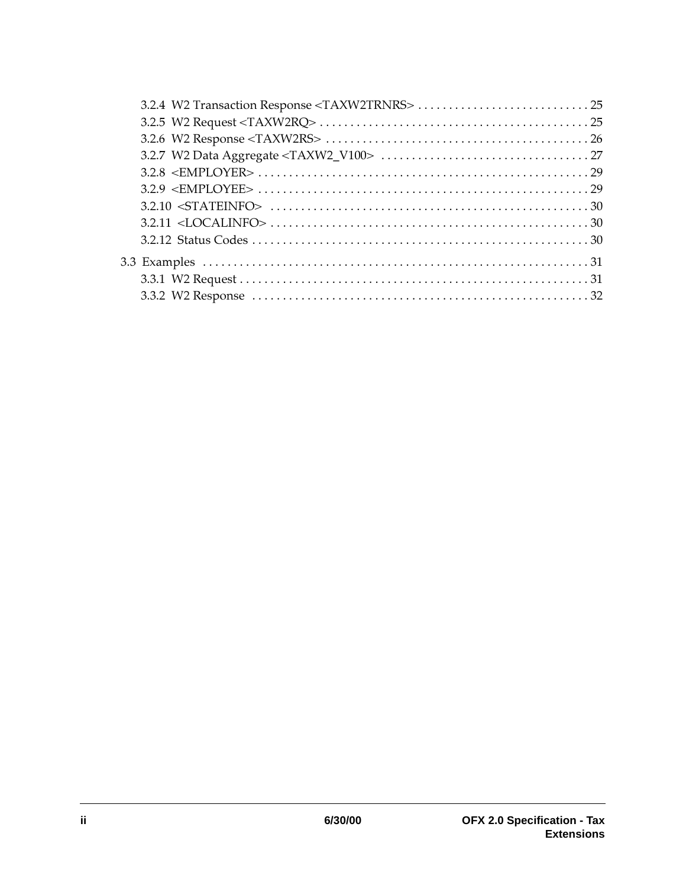3.2.4 W2 Transaction Response <TAXW2TRNRS> . . . . . . . . . . . . . . . . . . . . . . . . . . . . 25
3.2.5 W2 Request <TAXW2RQ> . . . . . . . . . . . . . . . . . . . . . . . . . . . . . . . . . . . . . . . . . . . 25
3.2.6 W2 Response <TAXW2RS> . . . . . . . . . . . . . . . . . . . . . . . . . . . . . . . . . . . . . . . . . . 26
3.2.7 W2 Data Aggregate <TAXW2_V100> . . . . . . . . . . . . . . . . . . . . . . . . . . . . . . . . . . 27
3.2.8 <EMPLOYER> . . . . . . . . . . . . . . . . . . . . . . . . . . . . . . . . . . . . . . . . . . . . . . . . . . . . . 29
3.2.9 <EMPLOYEE> . . . . . . . . . . . . . . . . . . . . . . . . . . . . . . . . . . . . . . . . . . . . . . . . . . . . . 29
3.2.10 <STATEINFO> . . . . . . . . . . . . . . . . . . . . . . . . . . . . . . . . . . . . . . . . . . . . . . . . . . . 30
3.2.11 <LOCALINFO> . . . . . . . . . . . . . . . . . . . . . . . . . . . . . . . . . . . . . . . . . . . . . . . . . . . 30
3.2.12 Status Codes . . . . . . . . . . . . . . . . . . . . . . . . . . . . . . . . . . . . . . . . . . . . . . . . . . . . . 30

3.3 Examples . . . . . . . . . . . . . . . . . . . . . . . . . . . . . . . . . . . . . . . . . . . . . . . . . . . . . . . . . . . 31
3.3.1 W2 Request . . . . . . . . . . . . . . . . . . . . . . . . . . . . . . . . . . . . . . . . . . . . . . . . . . . . . . . . 31
3.3.2 W2 Response . . . . . . . . . . . . . . . . . . . . . . . . . . . . . . . . . . . . . . . . . . . . . . . . . . . . . . 32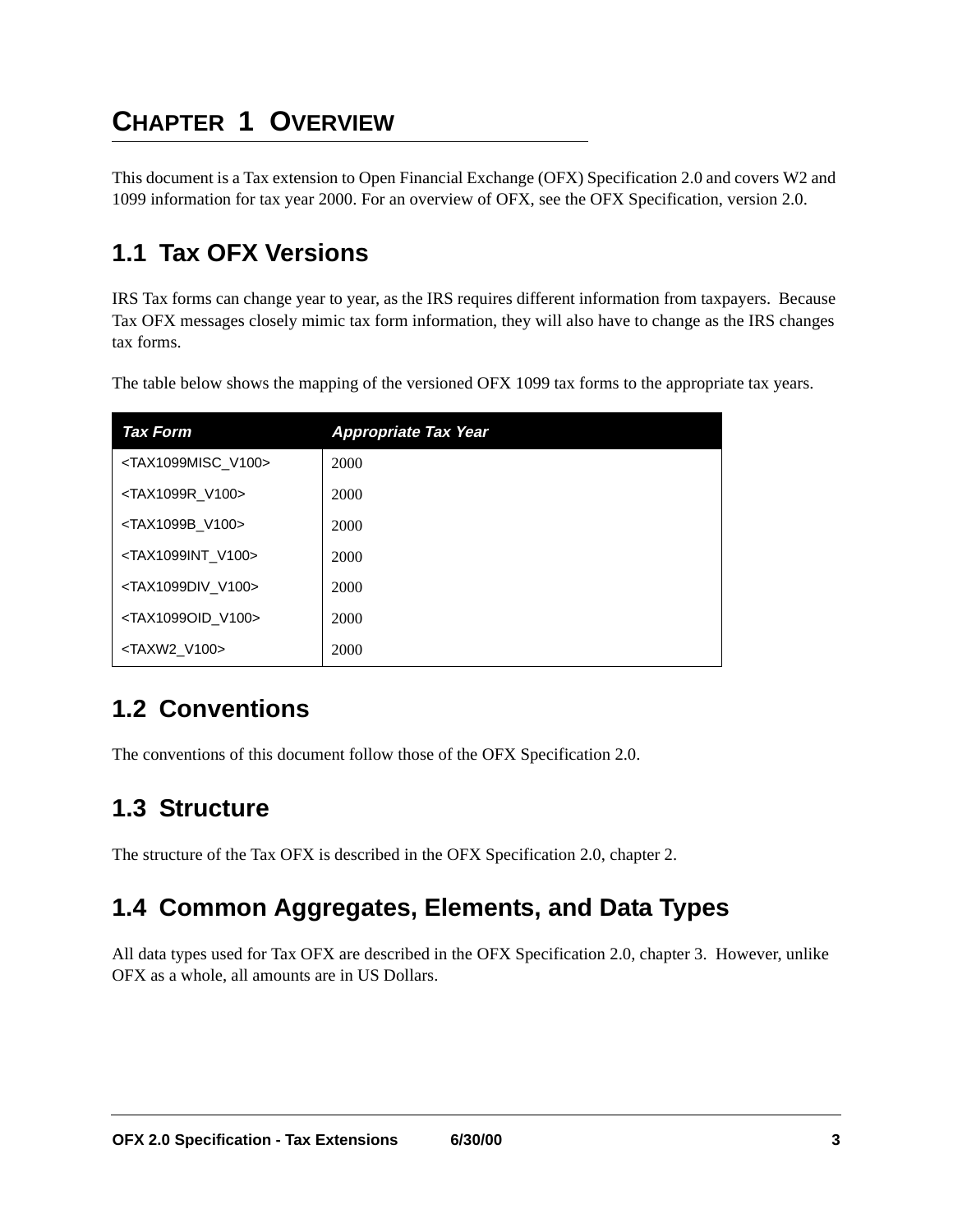# CHAPTER 1 OVERVIEW

This document is a Tax extension to Open Financial Exchange (OFX) Specification 2.0 and covers W2 and 1099 information for tax year 2000. For an overview of OFX, see the OFX Specification, version 2.0.

## 1.1 Tax OFX Versions

IRS Tax forms can change year to year, as the IRS requires different information from taxpayers. Because Tax OFX messages closely mimic tax form information, they will also have to change as the IRS changes tax forms.

The table below shows the mapping of the versioned OFX 1099 tax forms to the appropriate tax years.

| *Tax Form* | *Appropriate Tax Year* |
|---|---|
| <TAX1099MISC_V100> | 2000 |
| <TAX1099R_V100> | 2000 |
| <TAX1099B_V100> | 2000 |
| <TAX1099INT_V100> | 2000 |
| <TAX1099DIV_V100> | 2000 |
| <TAX1099OID_V100> | 2000 |
| <TAXW2_V100> | 2000 |

## 1.2 Conventions

The conventions of this document follow those of the OFX Specification 2.0.

## 1.3 Structure

The structure of the Tax OFX is described in the OFX Specification 2.0, chapter 2.

## 1.4 Common Aggregates, Elements, and Data Types

All data types used for Tax OFX are described in the OFX Specification 2.0, chapter 3. However, unlike OFX as a whole, all amounts are in US Dollars.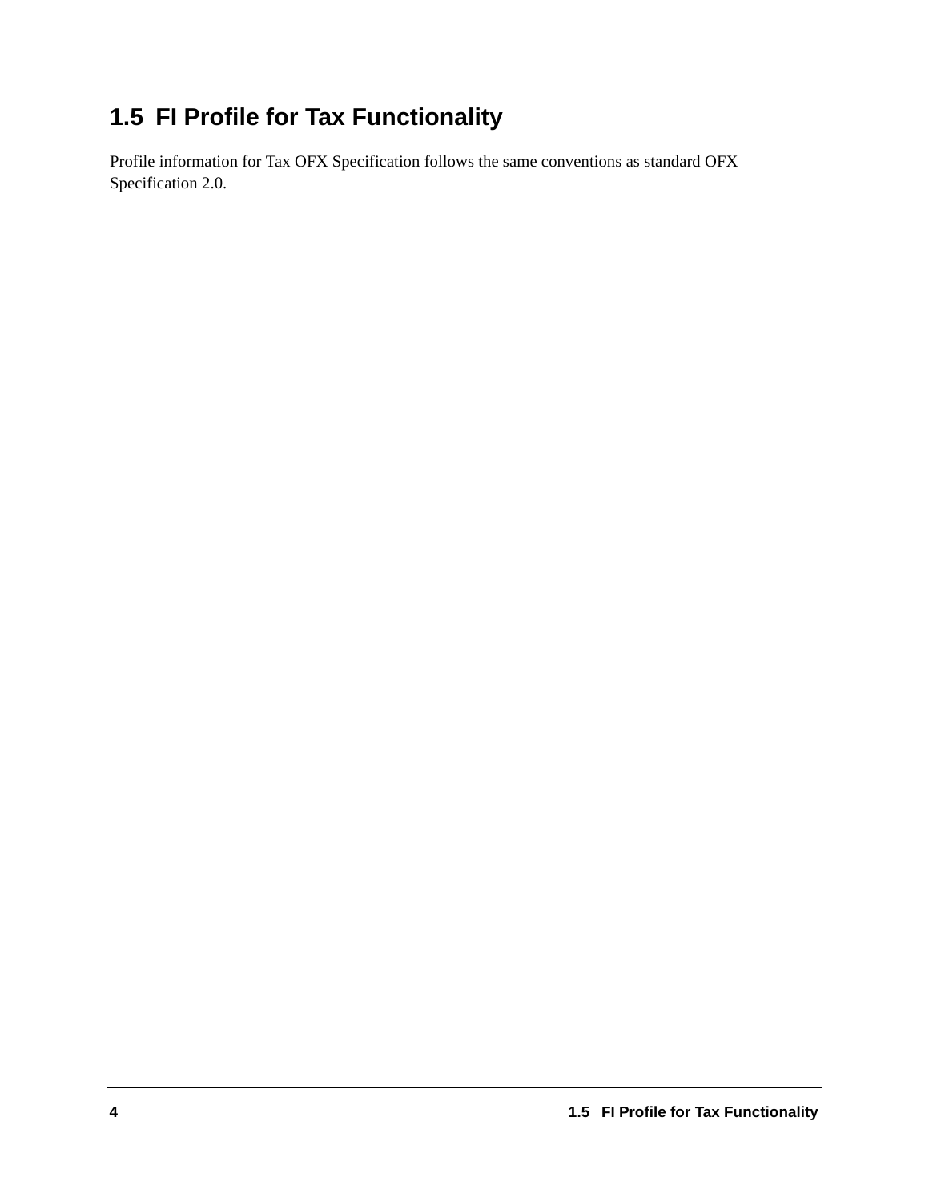## 1.5 FI Profile for Tax Functionality

Profile information for Tax OFX Specification follows the same conventions as standard OFX Specification 2.0.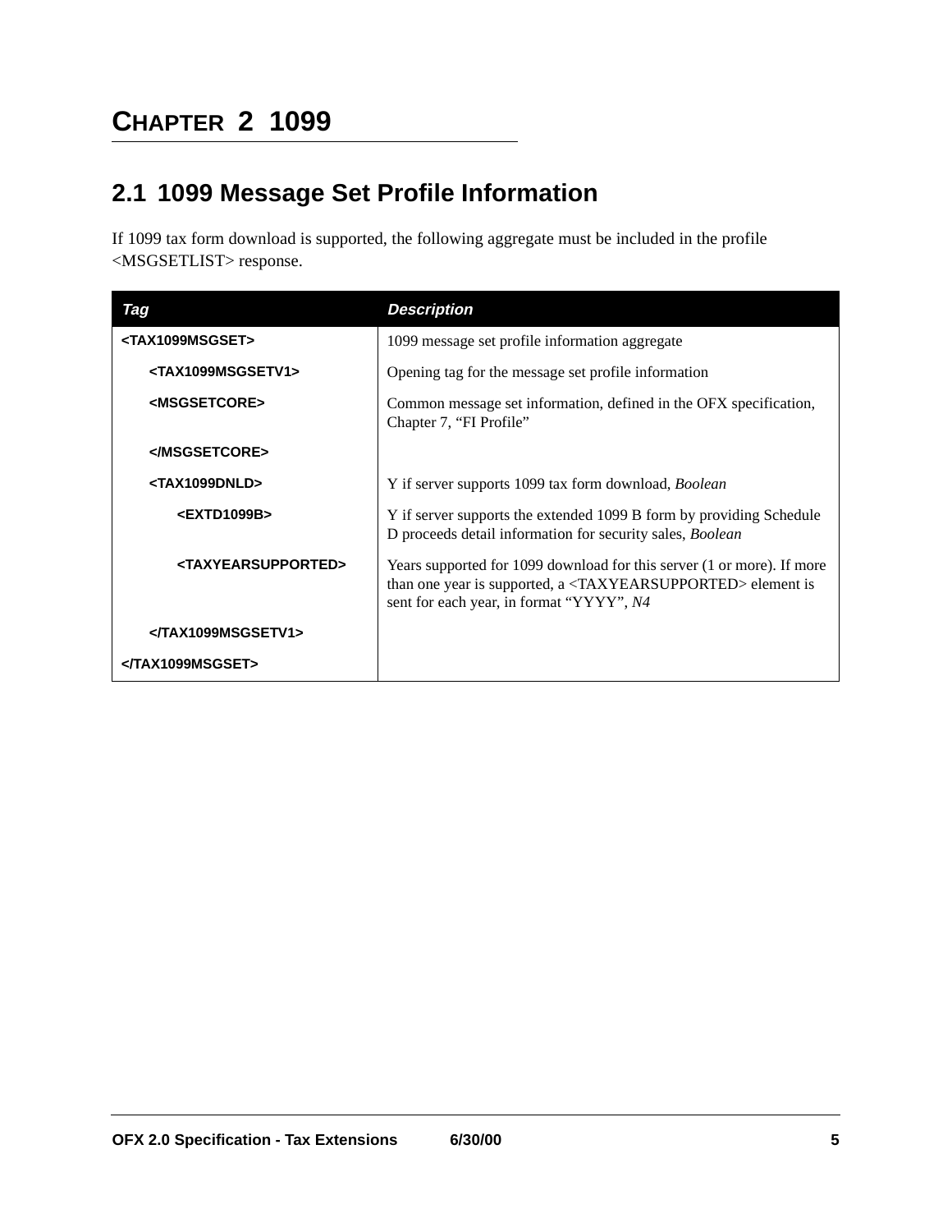# CHAPTER 2 1099

## 2.1 1099 Message Set Profile Information

If 1099 tax form download is supported, the following aggregate must be included in the profile <MSGSETLIST> response.

| Tag | Description |
|---|---|
| **<TAX1099MSGSET>** | 1099 message set profile information aggregate |
| **<TAX1099MSGSETV1>** | Opening tag for the message set profile information |
| **<MSGSETCORE>** | Common message set information, defined in the OFX specification, Chapter 7, “FI Profile” |
| **</MSGSETCORE>** | |
| **<TAX1099DNLD>** | Y if server supports 1099 tax form download, *Boolean* |
| **<EXTD1099B>** | Y if server supports the extended 1099 B form by providing Schedule D proceeds detail information for security sales, *Boolean* |
| **<TAXYEARSUPPORTED>** | Years supported for 1099 download for this server (1 or more). If more than one year is supported, a <TAXYEARSUPPORTED> element is sent for each year, in format “YYYY”, *N4* |
| **</TAX1099MSGSETV1>** | |
| **</TAX1099MSGSET>** | |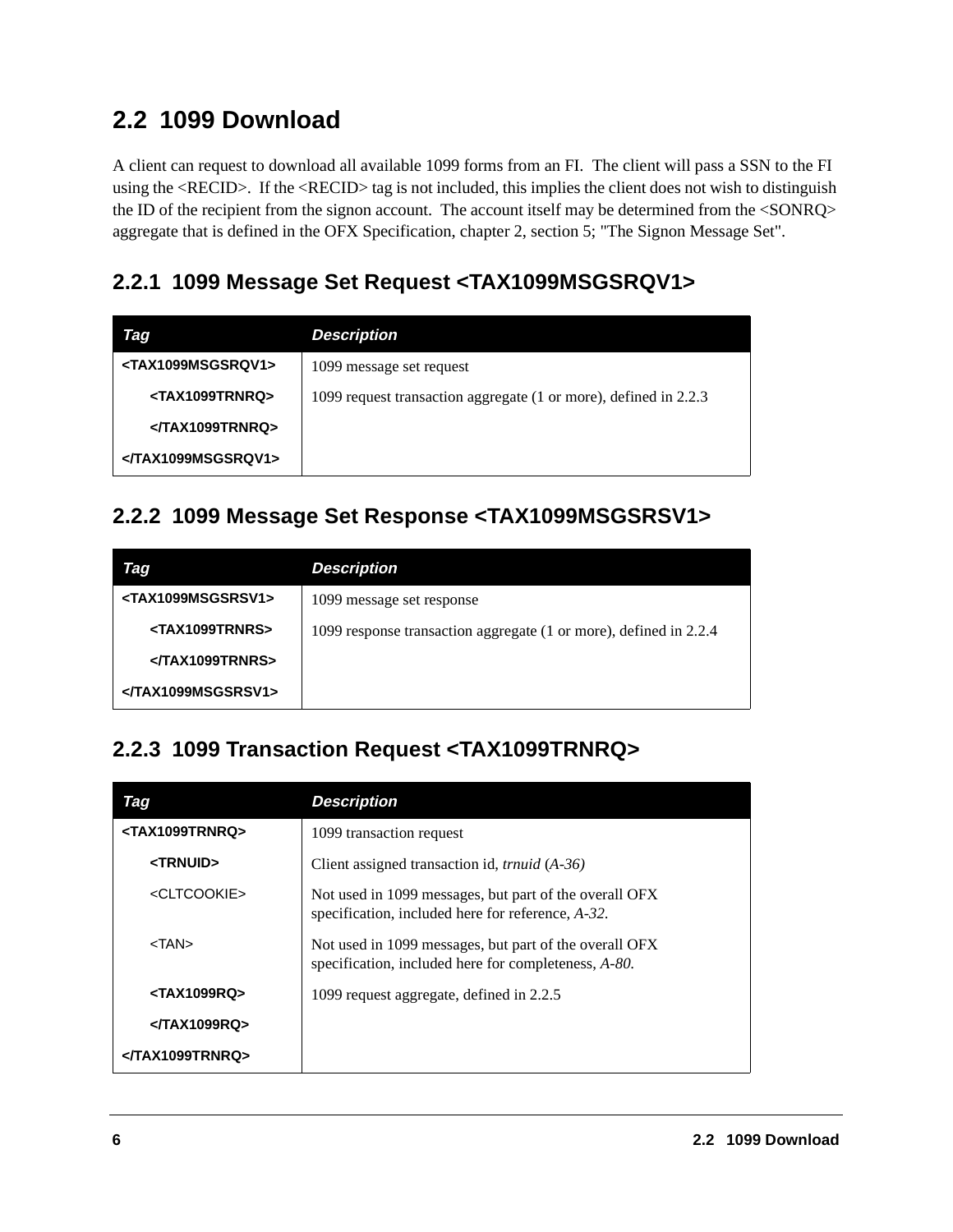## 2.2 1099 Download

A client can request to download all available 1099 forms from an FI. The client will pass a SSN to the FI using the <RECID>. If the <RECID> tag is not included, this implies the client does not wish to distinguish the ID of the recipient from the signon account. The account itself may be determined from the <SONRQ> aggregate that is defined in the OFX Specification, chapter 2, section 5; "The Signon Message Set".

### 2.2.1 1099 Message Set Request <TAX1099MSGSRQV1>

| *Tag* | *Description* |
|---|---|
| **<TAX1099MSGSRQV1>** | 1099 message set request |
| **<TAX1099TRNRQ>** | 1099 request transaction aggregate (1 or more), defined in 2.2.3 |
| **</TAX1099TRNRQ>** | |
| **</TAX1099MSGSRQV1>** | |

### 2.2.2 1099 Message Set Response <TAX1099MSGSRSV1>

| *Tag* | *Description* |
|---|---|
| **<TAX1099MSGSRSV1>** | 1099 message set response |
| **<TAX1099TRNRS>** | 1099 response transaction aggregate (1 or more), defined in 2.2.4 |
| **</TAX1099TRNRS>** | |
| **</TAX1099MSGSRSV1>** | |

### 2.2.3 1099 Transaction Request <TAX1099TRNRQ>

| *Tag* | *Description* |
|---|---|
| **<TAX1099TRNRQ>** | 1099 transaction request |
| **<TRNUID>** | Client assigned transaction id, *trnuid* (*A-36)* |
| <CLTCOOKIE> | Not used in 1099 messages, but part of the overall OFX specification, included here for reference, *A-32.* |
| <TAN> | Not used in 1099 messages, but part of the overall OFX specification, included here for completeness, *A-80.* |
| **<TAX1099RQ>** | 1099 request aggregate, defined in 2.2.5 |
| **</TAX1099RQ>** | |
| **</TAX1099TRNRQ>** | |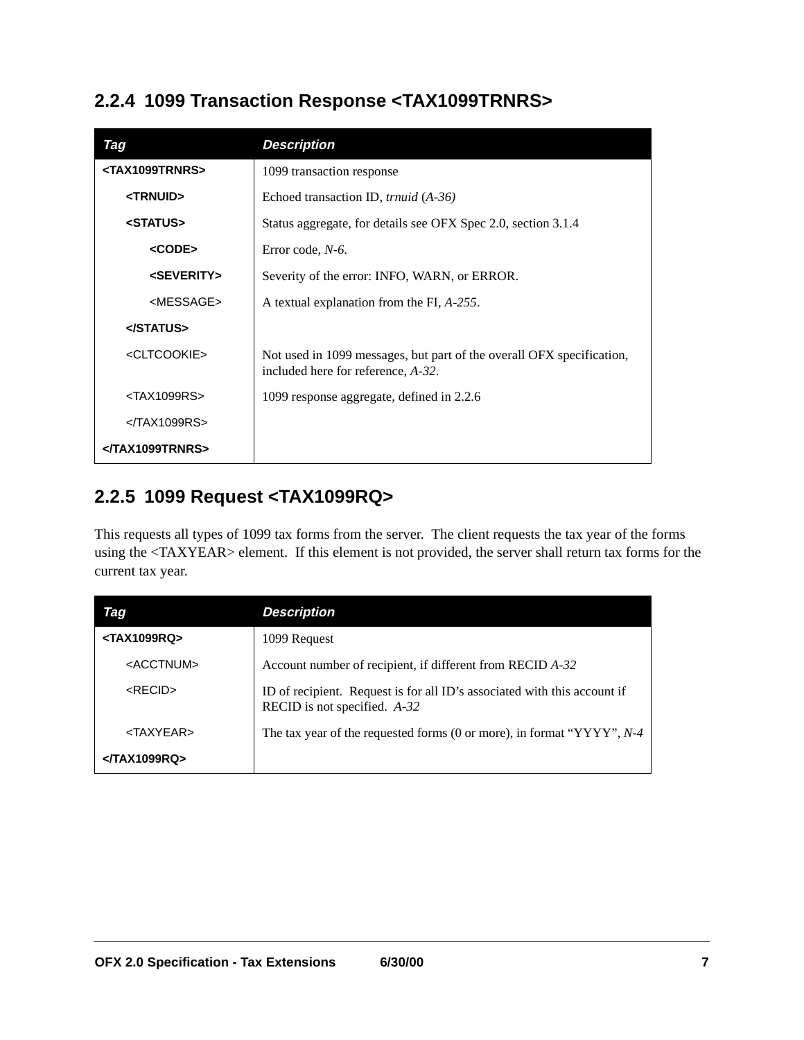### 2.2.4 1099 Transaction Response <TAX1099TRNRS>

| Tag | Description |
|---|---|
| **<TAX1099TRNRS>** | 1099 transaction response |
| **<TRNUID>** | Echoed transaction ID, *trnuid* (*A-36)* |
| **<STATUS>** | Status aggregate, for details see OFX Spec 2.0, section 3.1.4 |
| **<CODE>** | Error code, *N-6*. |
| **<SEVERITY>** | Severity of the error: INFO, WARN, or ERROR. |
| <MESSAGE> | A textual explanation from the FI, *A-255*. |
| **</STATUS>** | |
| <CLTCOOKIE> | Not used in 1099 messages, but part of the overall OFX specification, included here for reference, *A-32*. |
| <TAX1099RS> | 1099 response aggregate, defined in 2.2.6 |
| </TAX1099RS> | |
| **</TAX1099TRNRS>** | |

### 2.2.5 1099 Request <TAX1099RQ>

This requests all types of 1099 tax forms from the server. The client requests the tax year of the forms using the <TAXYEAR> element. If this element is not provided, the server shall return tax forms for the current tax year.

| Tag | Description |
|---|---|
| **<TAX1099RQ>** | 1099 Request |
| <ACCTNUM> | Account number of recipient, if different from RECID *A-32* |
| <RECID> | ID of recipient. Request is for all ID's associated with this account if RECID is not specified. *A-32* |
| <TAXYEAR> | The tax year of the requested forms (0 or more), in format "YYYY", *N-4* |
| **</TAX1099RQ>** | |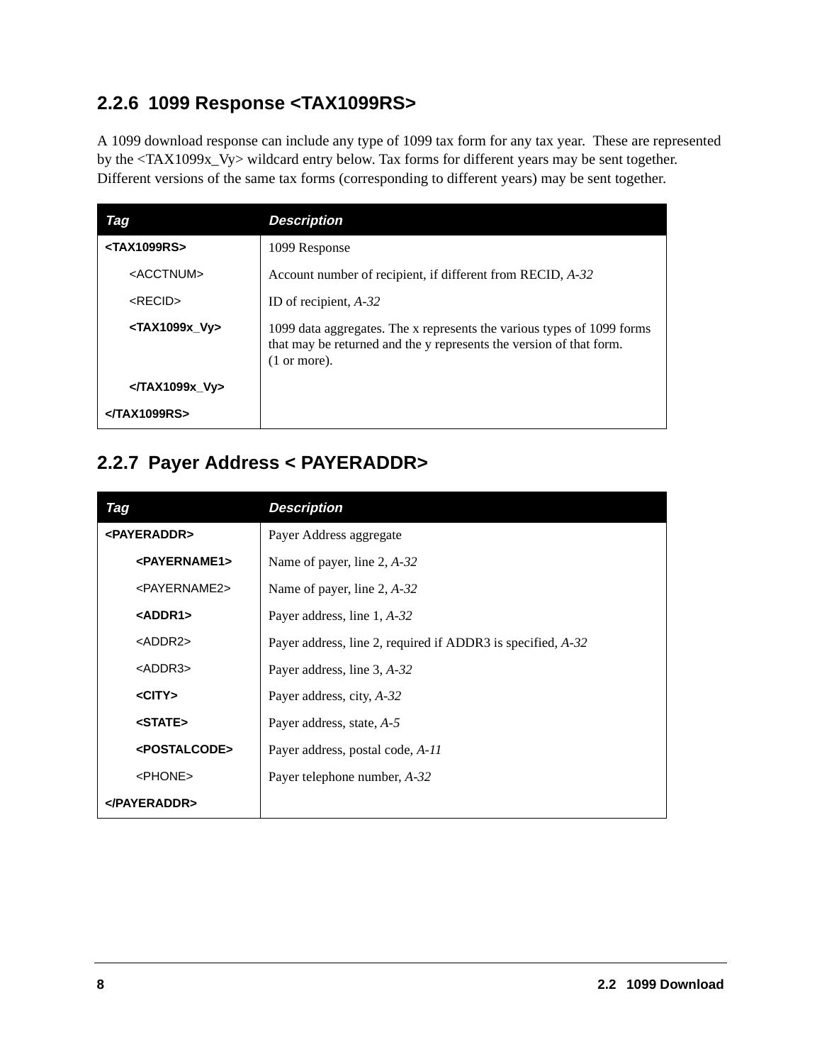## 2.2.6 1099 Response <TAX1099RS>

A 1099 download response can include any type of 1099 tax form for any tax year. These are represented by the <TAX1099x_Vy> wildcard entry below. Tax forms for different years may be sent together. Different versions of the same tax forms (corresponding to different years) may be sent together.

| Tag | Description |
|---|---|
| **<TAX1099RS>** | 1099 Response |
| <ACCTNUM> | Account number of recipient, if different from RECID, *A-32* |
| <RECID> | ID of recipient, *A-32* |
| **<TAX1099x_Vy>** | 1099 data aggregates. The x represents the various types of 1099 forms that may be returned and the y represents the version of that form. (1 or more). |
| **</TAX1099x_Vy>** | |
| **</TAX1099RS>** | |

## 2.2.7 Payer Address < PAYERADDR>

| Tag | Description |
|---|---|
| **<PAYERADDR>** | Payer Address aggregate |
| **<PAYERNAME1>** | Name of payer, line 2, *A-32* |
| <PAYERNAME2> | Name of payer, line 2, *A-32* |
| **<ADDR1>** | Payer address, line 1, *A-32* |
| <ADDR2> | Payer address, line 2, required if ADDR3 is specified, *A-32* |
| <ADDR3> | Payer address, line 3, *A-32* |
| **<CITY>** | Payer address, city, *A-32* |
| **<STATE>** | Payer address, state, *A-5* |
| **<POSTALCODE>** | Payer address, postal code, *A-11* |
| <PHONE> | Payer telephone number, *A-32* |
| **</PAYERADDR>** | |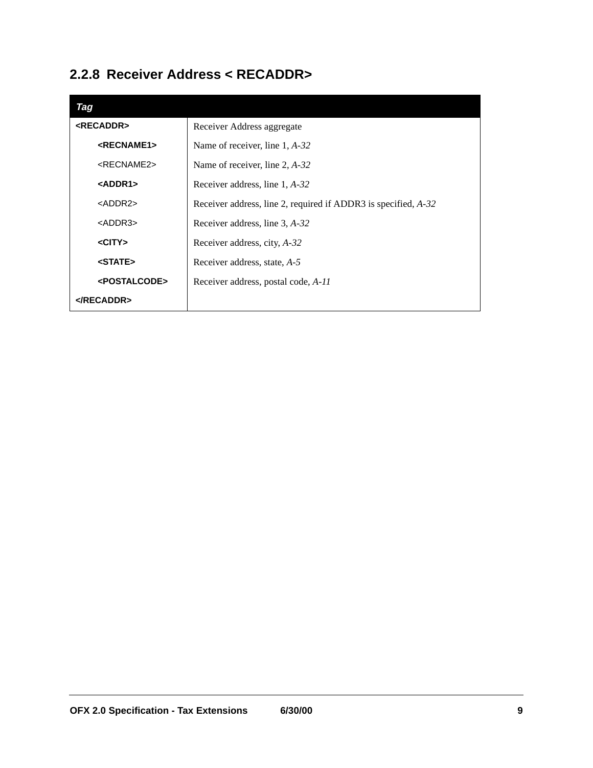## 2.2.8 Receiver Address < RECADDR>

| Tag | |
|---|---|
| **<RECADDR>** | Receiver Address aggregate |
| **<RECNAME1>** | Name of receiver, line 1, *A-32* |
| <RECNAME2> | Name of receiver, line 2, *A-32* |
| **<ADDR1>** | Receiver address, line 1, *A-32* |
| <ADDR2> | Receiver address, line 2, required if ADDR3 is specified, *A-32* |
| <ADDR3> | Receiver address, line 3, *A-32* |
| **<CITY>** | Receiver address, city, *A-32* |
| **<STATE>** | Receiver address, state, *A-5* |
| **<POSTALCODE>** | Receiver address, postal code, *A-11* |
| **</RECADDR>** | |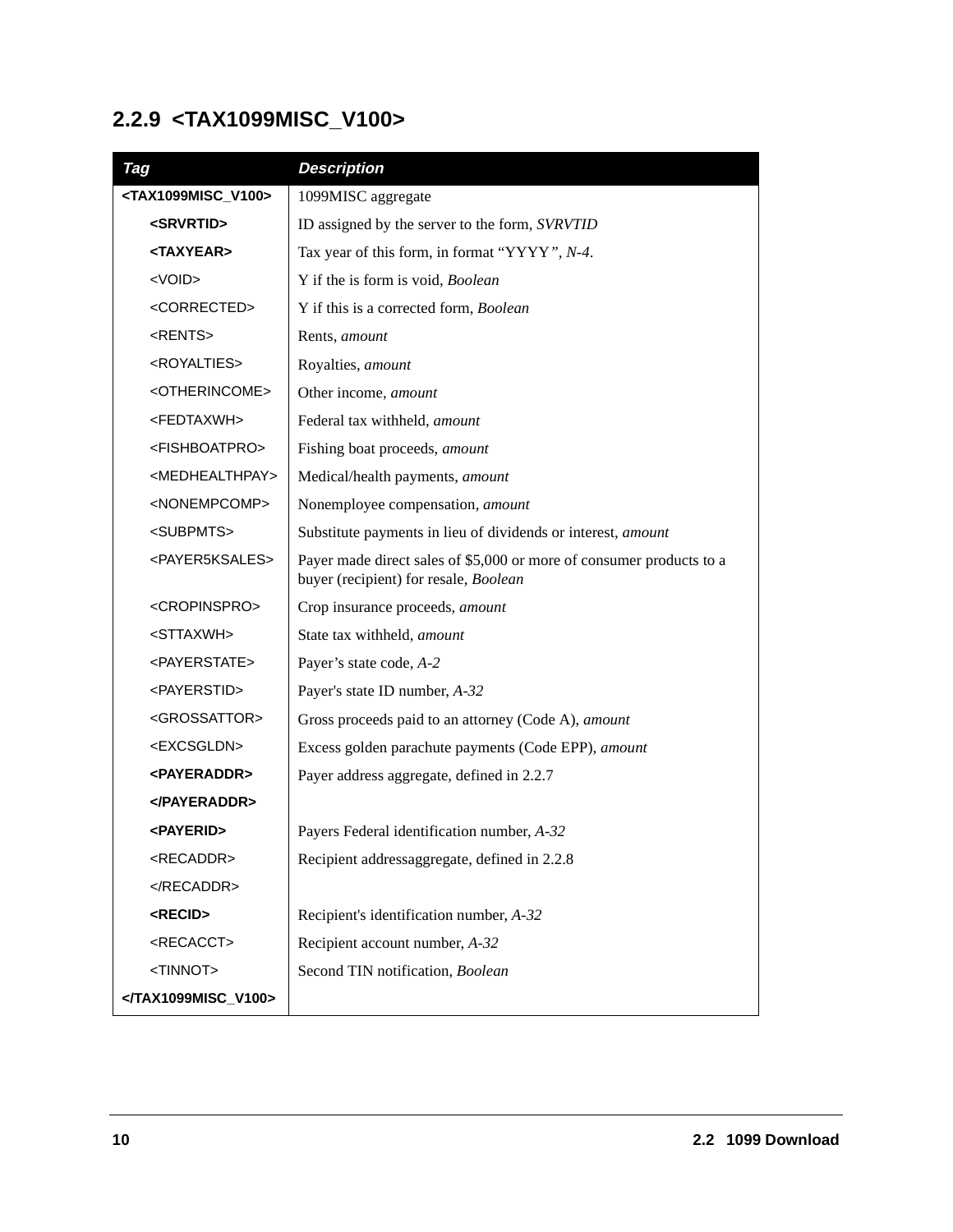## 2.2.9 <TAX1099MISC_V100>

| ***Tag*** | ***Description*** |
|---|---|
| **<TAX1099MISC_V100>** | 1099MISC aggregate |
| **<SRVRTID>** | ID assigned by the server to the form, *SVRVTID* |
| **<TAXYEAR>** | Tax year of this form, in format "YYYY*", N-4*. |
| <VOID> | Y if the is form is void, *Boolean* |
| <CORRECTED> | Y if this is a corrected form, *Boolean* |
| <RENTS> | Rents, *amount* |
| <ROYALTIES> | Royalties, *amount* |
| <OTHERINCOME> | Other income, *amount* |
| <FEDTAXWH> | Federal tax withheld, *amount* |
| <FISHBOATPRO> | Fishing boat proceeds, *amount* |
| <MEDHEALTHPAY> | Medical/health payments, *amount* |
| <NONEMPCOMP> | Nonemployee compensation, *amount* |
| <SUBPMTS> | Substitute payments in lieu of dividends or interest, *amount* |
| <PAYER5KSALES> | Payer made direct sales of $5,000 or more of consumer products to a buyer (recipient) for resale, *Boolean* |
| <CROPINSPRO> | Crop insurance proceeds, *amount* |
| <STTAXWH> | State tax withheld, *amount* |
| <PAYERSTATE> | Payer's state code, *A-2* |
| <PAYERSTID> | Payer's state ID number, *A-32* |
| <GROSSATTOR> | Gross proceeds paid to an attorney (Code A), *amount* |
| <EXCSGLDN> | Excess golden parachute payments (Code EPP), *amount* |
| **<PAYERADDR>** | Payer address aggregate, defined in 2.2.7 |
| **</PAYERADDR>** | |
| **<PAYERID>** | Payers Federal identification number, *A-32* |
| <RECADDR> | Recipient addressaggregate, defined in 2.2.8 |
| </RECADDR> | |
| **<RECID>** | Recipient's identification number, *A-32* |
| <RECACCT> | Recipient account number, *A-32* |
| <TINNOT> | Second TIN notification, *Boolean* |
| **</TAX1099MISC_V100>** | |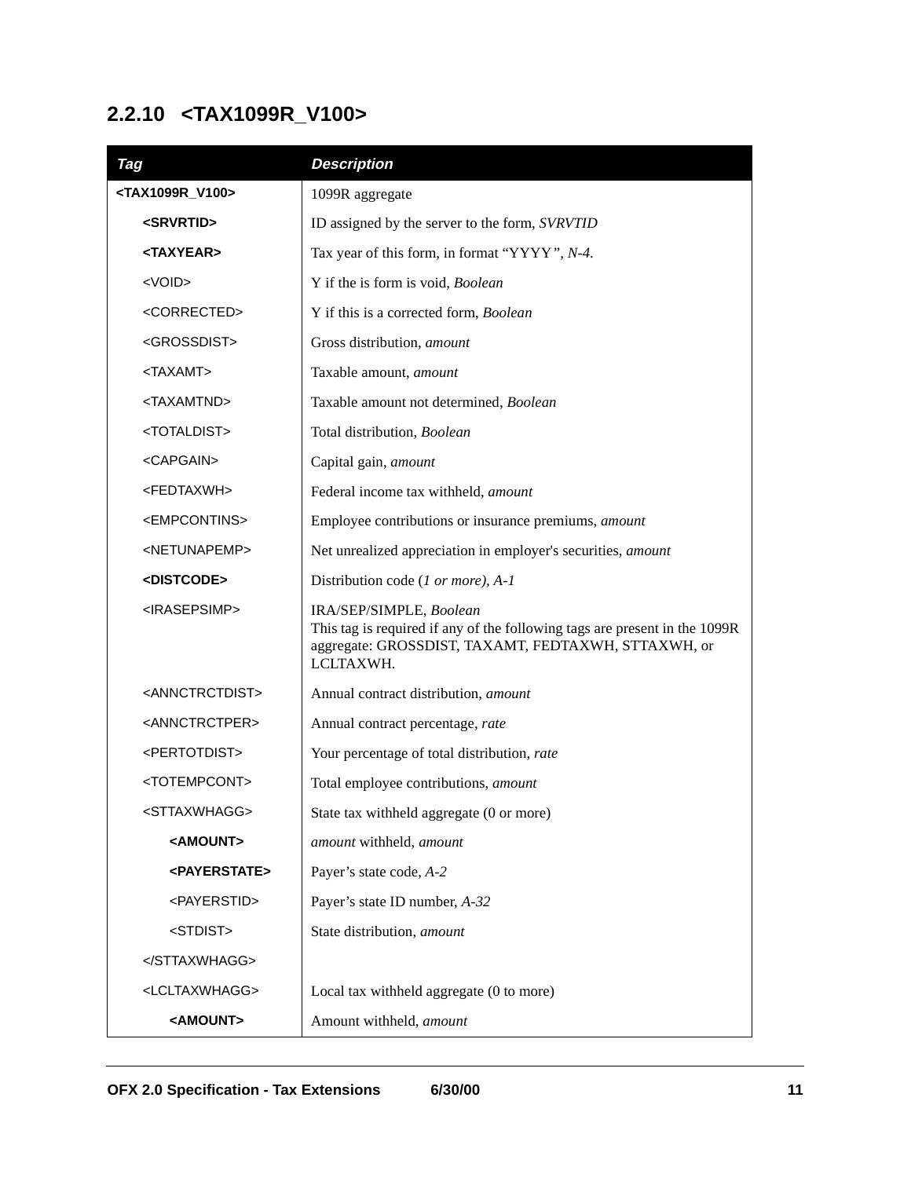### 2.2.10 <TAX1099R_V100>

| *Tag* | *Description* |
|---|---|
| **<TAX1099R_V100>** | 1099R aggregate |
| **<SRVRTID>** | ID assigned by the server to the form, *SVRVTID* |
| **<TAXYEAR>** | Tax year of this form, in format "YYYY", *N-4*. |
| <VOID> | Y if the is form is void, *Boolean* |
| <CORRECTED> | Y if this is a corrected form, *Boolean* |
| <GROSSDIST> | Gross distribution, *amount* |
| <TAXAMT> | Taxable amount, *amount* |
| <TAXAMTND> | Taxable amount not determined, *Boolean* |
| <TOTALDIST> | Total distribution, *Boolean* |
| <CAPGAIN> | Capital gain, *amount* |
| <FEDTAXWH> | Federal income tax withheld, *amount* |
| <EMPCONTINS> | Employee contributions or insurance premiums, *amount* |
| <NETUNAPEMP> | Net unrealized appreciation in employer's securities, *amount* |
| **<DISTCODE>** | Distribution code (*1 or more), A-1* |
| <IRASEPSIMP> | IRA/SEP/SIMPLE, *Boolean*<br>This tag is required if any of the following tags are present in the 1099R aggregate: GROSSDIST, TAXAMT, FEDTAXWH, STTAXWH, or LCLTAXWH. |
| <ANNCTRCTDIST> | Annual contract distribution, *amount* |
| <ANNCTRCTPER> | Annual contract percentage, *rate* |
| <PERTOTDIST> | Your percentage of total distribution, *rate* |
| <TOTEMPCONT> | Total employee contributions, *amount* |
| <STTAXWHAGG> | State tax withheld aggregate (0 or more) |
| **<AMOUNT>** | *amount* withheld, *amount* |
| **<PAYERSTATE>** | Payer's state code, *A-2* |
| <PAYERSTID> | Payer's state ID number, *A-32* |
| <STDIST> | State distribution, *amount* |
| </STTAXWHAGG> | |
| <LCLTAXWHAGG> | Local tax withheld aggregate (0 to more) |
| **<AMOUNT>** | Amount withheld, *amount* |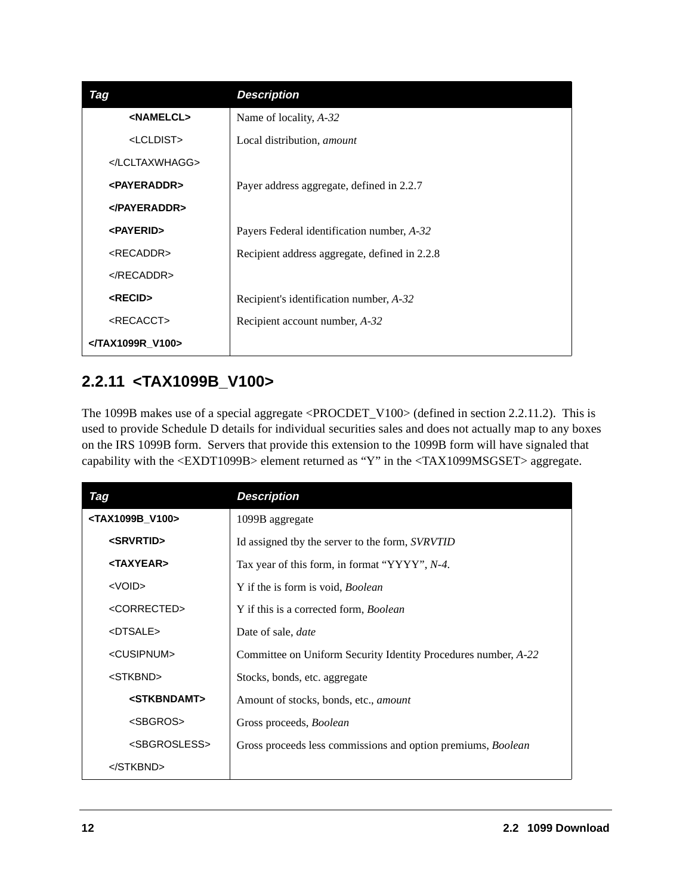| Tag | Description |
|---|---|
| **<NAMELCL>** | Name of locality, *A-32* |
| <LCLDIST> | Local distribution, *amount* |
| </LCLTAXWHAGG> | |
| **<PAYERADDR>** | Payer address aggregate, defined in 2.2.7 |
| **</PAYERADDR>** | |
| **<PAYERID>** | Payers Federal identification number, *A-32* |
| <RECADDR> | Recipient address aggregate, defined in 2.2.8 |
| </RECADDR> | |
| **<RECID>** | Recipient's identification number, *A-32* |
| <RECACCT> | Recipient account number, *A-32* |
| **</TAX1099R_V100>** | |

## 2.2.11 <TAX1099B_V100>

The 1099B makes use of a special aggregate <PROCDET_V100> (defined in section 2.2.11.2). This is used to provide Schedule D details for individual securities sales and does not actually map to any boxes on the IRS 1099B form. Servers that provide this extension to the 1099B form will have signaled that capability with the <EXDT1099B> element returned as “Y” in the <TAX1099MSGSET> aggregate.

| Tag | Description |
|---|---|
| **<TAX1099B_V100>** | 1099B aggregate |
| **<SRVRTID>** | Id assigned tby the server to the form, *SVRVTID* |
| **<TAXYEAR>** | Tax year of this form, in format “YYYY”, *N-4*. |
| <VOID> | Y if the is form is void, *Boolean* |
| <CORRECTED> | Y if this is a corrected form, *Boolean* |
| <DTSALE> | Date of sale, *date* |
| <CUSIPNUM> | Committee on Uniform Security Identity Procedures number, *A-22* |
| <STKBND> | Stocks, bonds, etc. aggregate |
| **<STKBNDAMT>** | Amount of stocks, bonds, etc., *amount* |
| <SBGROS> | Gross proceeds, *Boolean* |
| <SBGROSLESS> | Gross proceeds less commissions and option premiums, *Boolean* |
| </STKBND> | |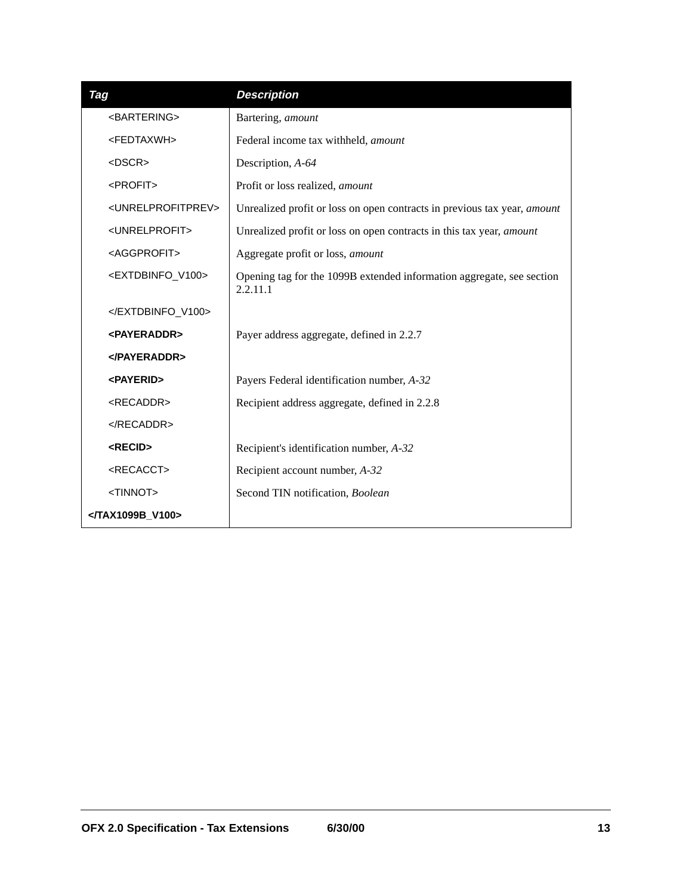| Tag | Description |
|---|---|
| &lt;BARTERING&gt; | Bartering, *amount* |
| &lt;FEDTAXWH&gt; | Federal income tax withheld, *amount* |
| &lt;DSCR&gt; | Description, *A-64* |
| &lt;PROFIT&gt; | Profit or loss realized, *amount* |
| &lt;UNRELPROFITPREV&gt; | Unrealized profit or loss on open contracts in previous tax year, *amount* |
| &lt;UNRELPROFIT&gt; | Unrealized profit or loss on open contracts in this tax year, *amount* |
| &lt;AGGPROFIT&gt; | Aggregate profit or loss, *amount* |
| &lt;EXTDBINFO_V100&gt; | Opening tag for the 1099B extended information aggregate, see section 2.2.11.1 |
| &lt;/EXTDBINFO_V100&gt; | |
| **&lt;PAYERADDR&gt;** | Payer address aggregate, defined in 2.2.7 |
| **&lt;/PAYERADDR&gt;** | |
| **&lt;PAYERID&gt;** | Payers Federal identification number, *A-32* |
| &lt;RECADDR&gt; | Recipient address aggregate, defined in 2.2.8 |
| &lt;/RECADDR&gt; | |
| **&lt;RECID&gt;** | Recipient's identification number, *A-32* |
| &lt;RECACCT&gt; | Recipient account number, *A-32* |
| &lt;TINNOT&gt; | Second TIN notification, *Boolean* |
| **&lt;/TAX1099B_V100&gt;** | |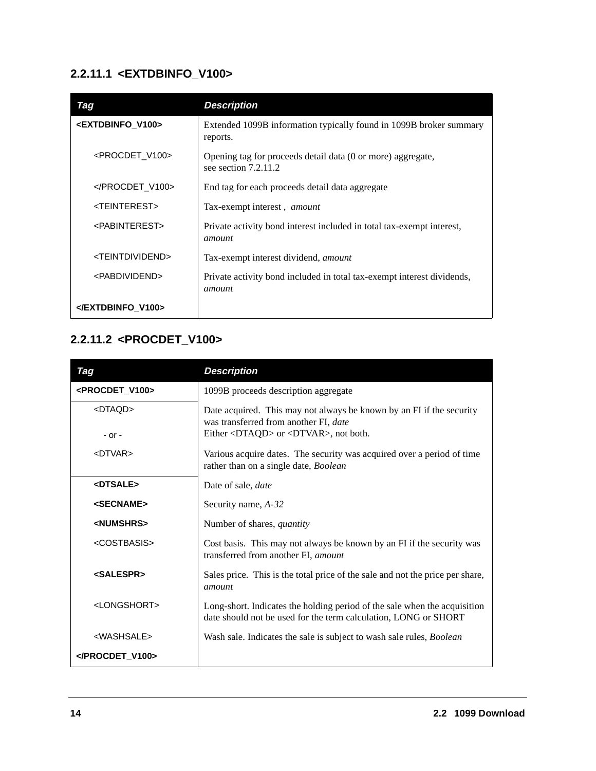### 2.2.11.1 <EXTDBINFO_V100>

| Tag | Description |
| --- | --- |
| **<EXTDBINFO_V100>** | Extended 1099B information typically found in 1099B broker summary reports. |
| <PROCDET_V100> | Opening tag for proceeds detail data (0 or more) aggregate, see section 7.2.11.2 |
| </PROCDET_V100> | End tag for each proceeds detail data aggregate |
| <TEINTEREST> | Tax-exempt interest , *amount* |
| <PABINTEREST> | Private activity bond interest included in total tax-exempt interest, *amount* |
| <TEINTDIVIDEND> | Tax-exempt interest dividend, *amount* |
| <PABDIVIDEND> | Private activity bond included in total tax-exempt interest dividends, *amount* |
| **</EXTDBINFO_V100>** | |

### 2.2.11.2 <PROCDET_V100>

| Tag | Description |
| --- | --- |
| **<PROCDET_V100>** | 1099B proceeds description aggregate |
| <DTAQD> - or - | Date acquired. This may not always be known by an FI if the security was transferred from another FI, *date* Either <DTAQD> or <DTVAR>, not both. |
| <DTVAR> | Various acquire dates. The security was acquired over a period of time rather than on a single date, *Boolean* |
| **<DTSALE>** | Date of sale, *date* |
| **<SECNAME>** | Security name, *A-32* |
| **<NUMSHRS>** | Number of shares, *quantity* |
| <COSTBASIS> | Cost basis. This may not always be known by an FI if the security was transferred from another FI, *amount* |
| **<SALESPR>** | Sales price. This is the total price of the sale and not the price per share, *amount* |
| <LONGSHORT> | Long-short. Indicates the holding period of the sale when the acquisition date should not be used for the term calculation, LONG or SHORT |
| <WASHSALE> | Wash sale. Indicates the sale is subject to wash sale rules, *Boolean* |
| **</PROCDET_V100>** | |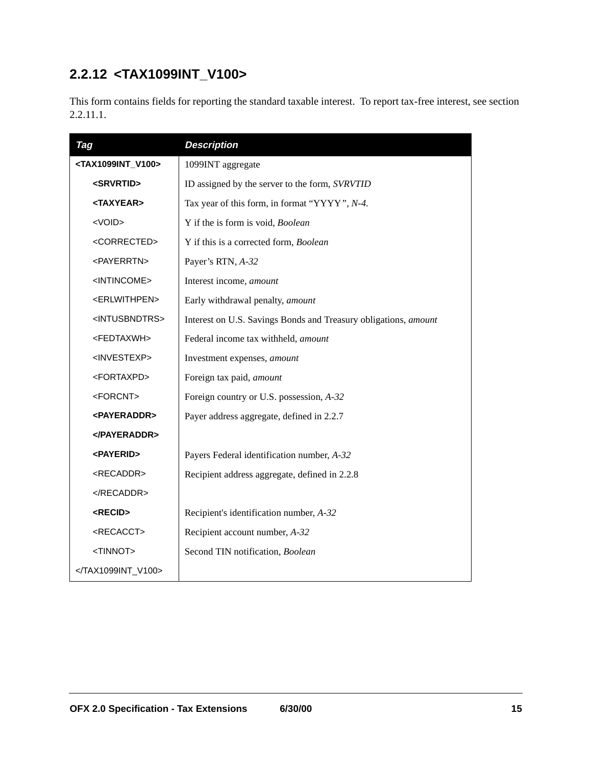## 2.2.12 <TAX1099INT_V100>

This form contains fields for reporting the standard taxable interest. To report tax-free interest, see section 2.2.11.1.

| Tag | Description |
|---|---|
| **<TAX1099INT_V100>** | 1099INT aggregate |
| **<SRVRTID>** | ID assigned by the server to the form, *SVRVTID* |
| **<TAXYEAR>** | Tax year of this form, in format "YYYY", *N-4.* |
| <VOID> | Y if the is form is void, *Boolean* |
| <CORRECTED> | Y if this is a corrected form, *Boolean* |
| <PAYERRTN> | Payer's RTN, *A-32* |
| <INTINCOME> | Interest income, *amount* |
| <ERLWITHPEN> | Early withdrawal penalty, *amount* |
| <INTUSBNDTRS> | Interest on U.S. Savings Bonds and Treasury obligations, *amount* |
| <FEDTAXWH> | Federal income tax withheld, *amount* |
| <INVESTEXP> | Investment expenses, *amount* |
| <FORTAXPD> | Foreign tax paid, *amount* |
| <FORCNT> | Foreign country or U.S. possession, *A-32* |
| **<PAYERADDR>** | Payer address aggregate, defined in 2.2.7 |
| **</PAYERADDR>** | |
| **<PAYERID>** | Payers Federal identification number, *A-32* |
| <RECADDR> | Recipient address aggregate, defined in 2.2.8 |
| </RECADDR> | |
| **<RECID>** | Recipient's identification number, *A-32* |
| <RECACCT> | Recipient account number, *A-32* |
| <TINNOT> | Second TIN notification, *Boolean* |
| </TAX1099INT_V100> | |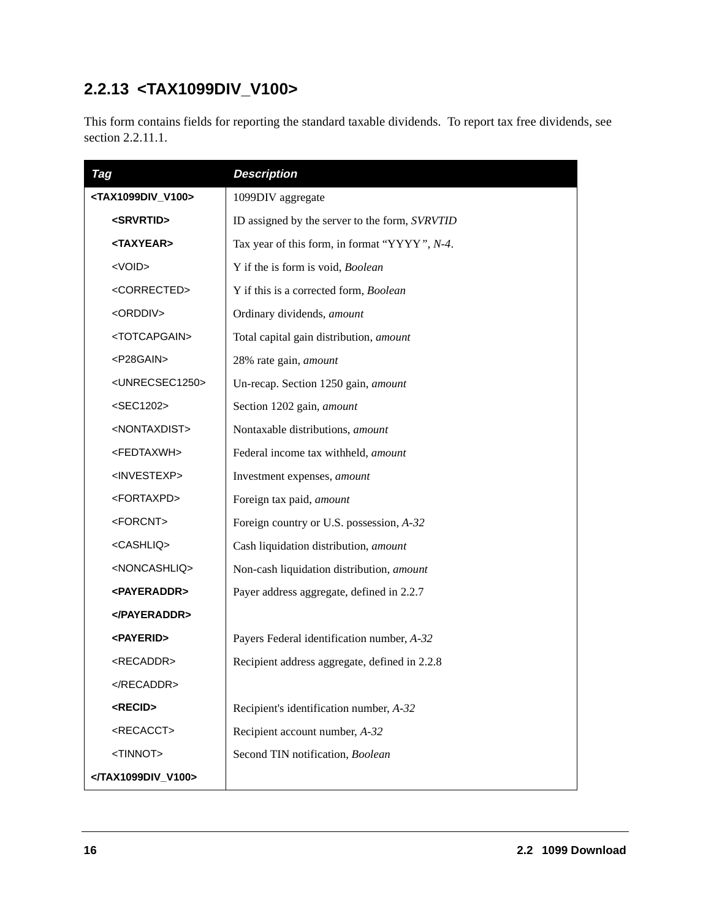## 2.2.13 <TAX1099DIV_V100>

This form contains fields for reporting the standard taxable dividends. To report tax free dividends, see section 2.2.11.1.

| Tag | Description |
| --- | --- |
| **<TAX1099DIV_V100>** | 1099DIV aggregate |
| **<SRVRTID>** | ID assigned by the server to the form, *SVRVTID* |
| **<TAXYEAR>** | Tax year of this form, in format "YYYY", *N-4*. |
| <VOID> | Y if the is form is void, *Boolean* |
| <CORRECTED> | Y if this is a corrected form, *Boolean* |
| <ORDDIV> | Ordinary dividends, *amount* |
| <TOTCAPGAIN> | Total capital gain distribution, *amount* |
| <P28GAIN> | 28% rate gain, *amount* |
| <UNRECSEC1250> | Un-recap. Section 1250 gain, *amount* |
| <SEC1202> | Section 1202 gain, *amount* |
| <NONTAXDIST> | Nontaxable distributions, *amount* |
| <FEDTAXWH> | Federal income tax withheld, *amount* |
| <INVESTEXP> | Investment expenses, *amount* |
| <FORTAXPD> | Foreign tax paid, *amount* |
| <FORCNT> | Foreign country or U.S. possession, *A-32* |
| <CASHLIQ> | Cash liquidation distribution, *amount* |
| <NONCASHLIQ> | Non-cash liquidation distribution, *amount* |
| **<PAYERADDR>** | Payer address aggregate, defined in 2.2.7 |
| **</PAYERADDR>** | |
| **<PAYERID>** | Payers Federal identification number, *A-32* |
| <RECADDR> | Recipient address aggregate, defined in 2.2.8 |
| </RECADDR> | |
| **<RECID>** | Recipient's identification number, *A-32* |
| <RECACCT> | Recipient account number, *A-32* |
| <TINNOT> | Second TIN notification, *Boolean* |
| **</TAX1099DIV_V100>** | |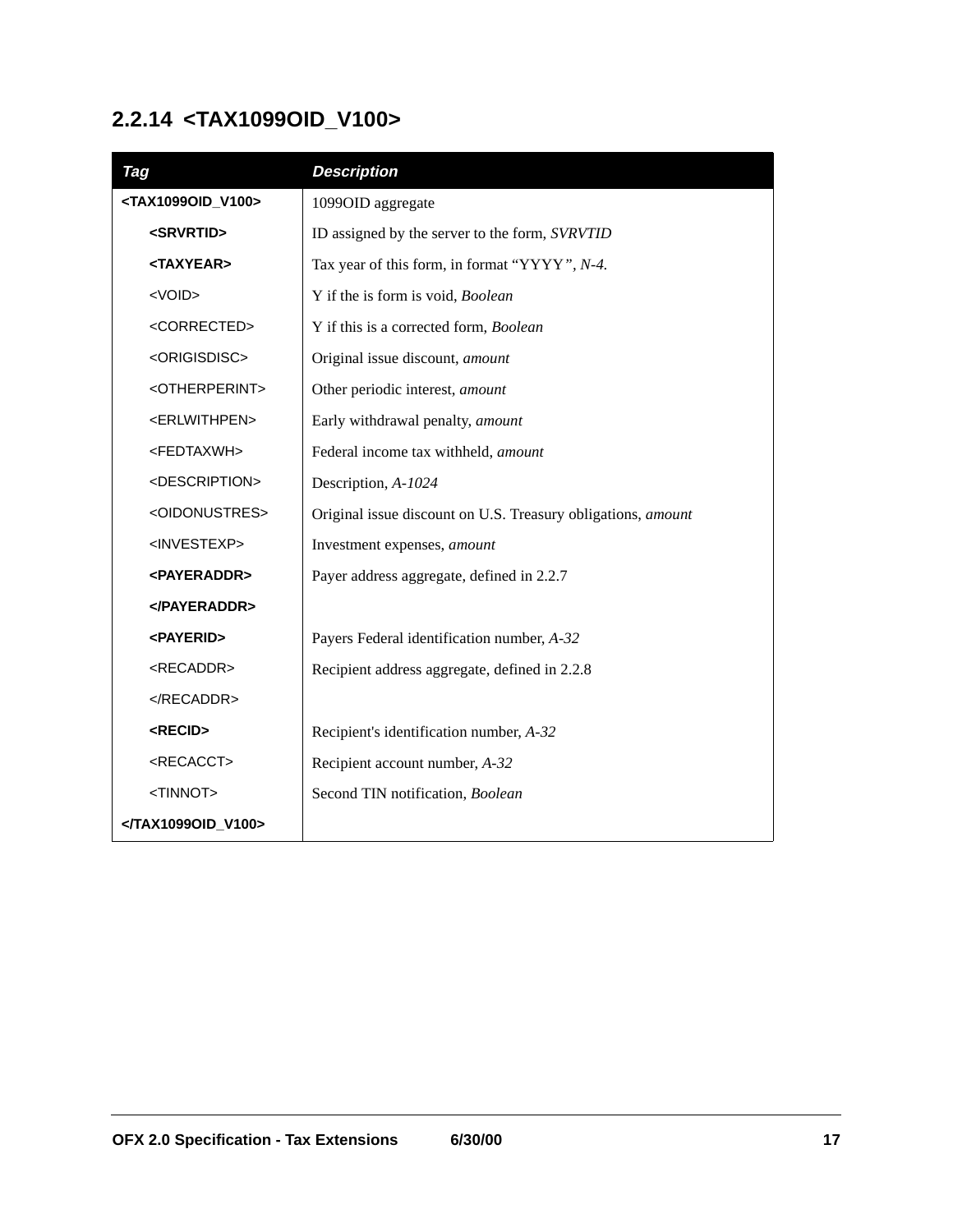## 2.2.14 <TAX1099OID_V100>

| Tag | Description |
|---|---|
| **<TAX1099OID_V100>** | 1099OID aggregate |
| **<SRVRTID>** | ID assigned by the server to the form, *SVRVTID* |
| **<TAXYEAR>** | Tax year of this form, in format "YYYY", *N-4.* |
| <VOID> | Y if the is form is void, *Boolean* |
| <CORRECTED> | Y if this is a corrected form, *Boolean* |
| <ORIGISDISC> | Original issue discount, *amount* |
| <OTHERPERINT> | Other periodic interest, *amount* |
| <ERLWITHPEN> | Early withdrawal penalty, *amount* |
| <FEDTAXWH> | Federal income tax withheld, *amount* |
| <DESCRIPTION> | Description, *A-1024* |
| <OIDONUSTRES> | Original issue discount on U.S. Treasury obligations, *amount* |
| <INVESTEXP> | Investment expenses, *amount* |
| **<PAYERADDR>** | Payer address aggregate, defined in 2.2.7 |
| **</PAYERADDR>** | |
| **<PAYERID>** | Payers Federal identification number, *A-32* |
| <RECADDR> | Recipient address aggregate, defined in 2.2.8 |
| </RECADDR> | |
| **<RECID>** | Recipient's identification number, *A-32* |
| <RECACCT> | Recipient account number, *A-32* |
| <TINNOT> | Second TIN notification, *Boolean* |
| **</TAX1099OID_V100>** | |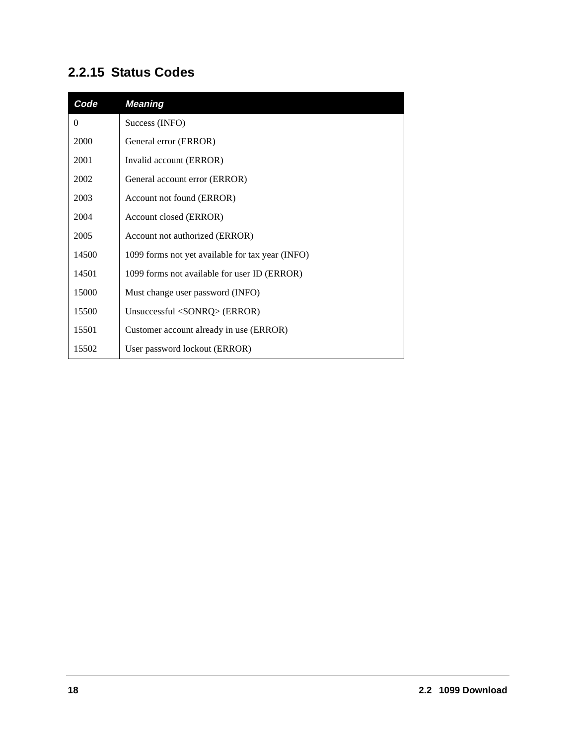### 2.2.15 Status Codes

| Code | Meaning |
|---|---|
| 0 | Success (INFO) |
| 2000 | General error (ERROR) |
| 2001 | Invalid account (ERROR) |
| 2002 | General account error (ERROR) |
| 2003 | Account not found (ERROR) |
| 2004 | Account closed (ERROR) |
| 2005 | Account not authorized (ERROR) |
| 14500 | 1099 forms not yet available for tax year (INFO) |
| 14501 | 1099 forms not available for user ID (ERROR) |
| 15000 | Must change user password (INFO) |
| 15500 | Unsuccessful <SONRQ> (ERROR) |
| 15501 | Customer account already in use (ERROR) |
| 15502 | User password lockout (ERROR) |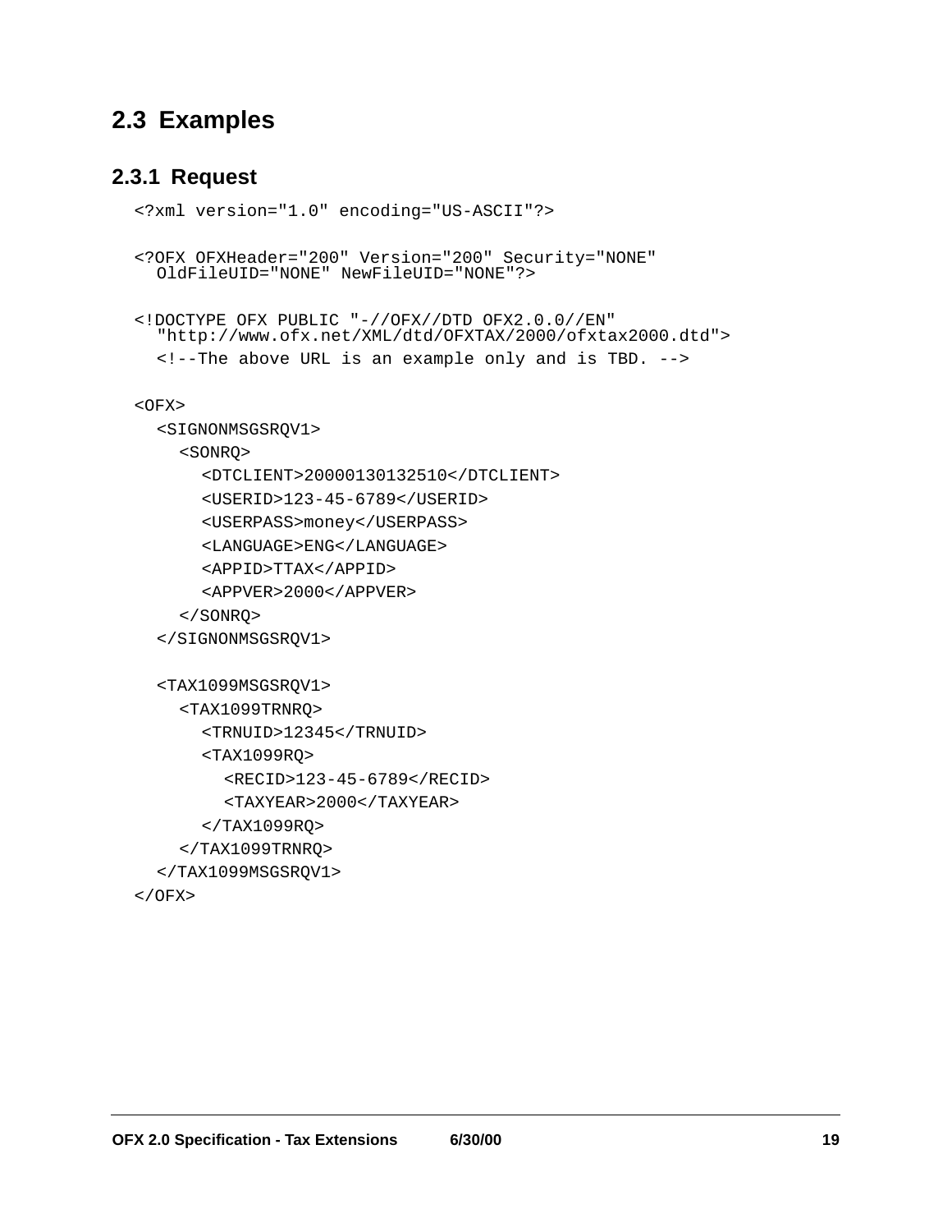## 2.3 Examples

### 2.3.1 Request

```
<?xml version="1.0" encoding="US-ASCII"?>

<?OFX OFXHeader="200" Version="200" Security="NONE"
  OldFileUID="NONE" NewFileUID="NONE"?>

<!DOCTYPE OFX PUBLIC "-//OFX//DTD OFX2.0.0//EN"
  "http://www.ofx.net/XML/dtd/OFXTAX/2000/ofxtax2000.dtd">
  <!--The above URL is an example only and is TBD. -->

<OFX>
  <SIGNONMSGSRQV1>
    <SONRQ>
      <DTCLIENT>20000130132510</DTCLIENT>
      <USERID>123-45-6789</USERID>
      <USERPASS>money</USERPASS>
      <LANGUAGE>ENG</LANGUAGE>
      <APPID>TTAX</APPID>
      <APPVER>2000</APPVER>
    </SONRQ>
  </SIGNONMSGSRQV1>

  <TAX1099MSGSRQV1>
    <TAX1099TRNRQ>
      <TRNUID>12345</TRNUID>
      <TAX1099RQ>
        <RECID>123-45-6789</RECID>
        <TAXYEAR>2000</TAXYEAR>
      </TAX1099RQ>
    </TAX1099TRNRQ>
  </TAX1099MSGSRQV1>
</OFX>
```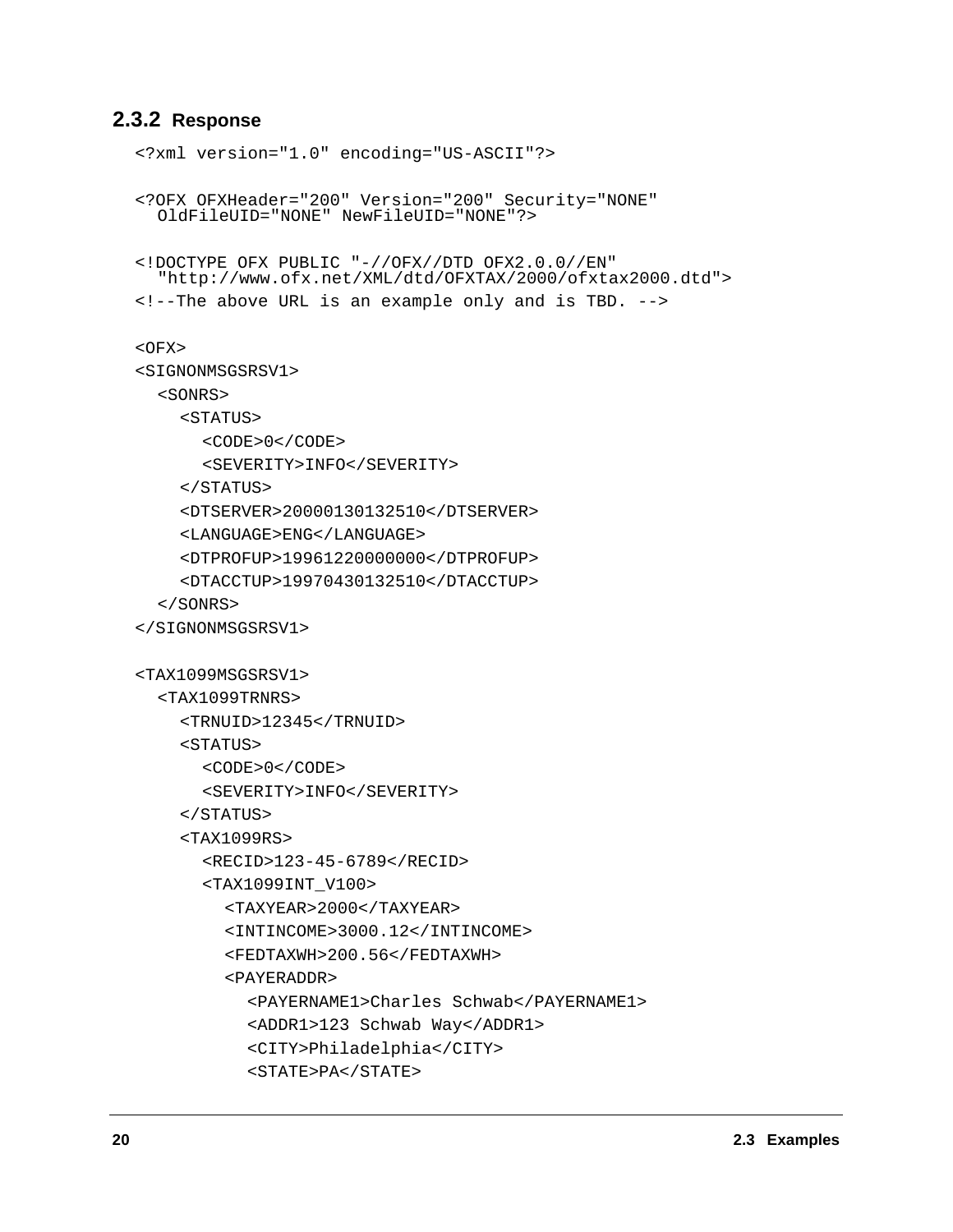### 2.3.2 Response

```
<?xml version="1.0" encoding="US-ASCII"?>

<?OFX OFXHeader="200" Version="200" Security="NONE"
  OldFileUID="NONE" NewFileUID="NONE"?>

<!DOCTYPE OFX PUBLIC "-//OFX//DTD OFX2.0.0//EN"
  "http://www.ofx.net/XML/dtd/OFXTAX/2000/ofxtax2000.dtd">
<!--The above URL is an example only and is TBD. -->

<OFX>
<SIGNONMSGSRSV1>
  <SONRS>
    <STATUS>
      <CODE>0</CODE>
      <SEVERITY>INFO</SEVERITY>
    </STATUS>
    <DTSERVER>20000130132510</DTSERVER>
    <LANGUAGE>ENG</LANGUAGE>
    <DTPROFUP>19961220000000</DTPROFUP>
    <DTACCTUP>19970430132510</DTACCTUP>
  </SONRS>
</SIGNONMSGSRSV1>

<TAX1099MSGSRSV1>
  <TAX1099TRNRS>
    <TRNUID>12345</TRNUID>
    <STATUS>
      <CODE>0</CODE>
      <SEVERITY>INFO</SEVERITY>
    </STATUS>
    <TAX1099RS>
      <RECID>123-45-6789</RECID>
      <TAX1099INT_V100>
        <TAXYEAR>2000</TAXYEAR>
        <INTINCOME>3000.12</INTINCOME>
        <FEDTAXWH>200.56</FEDTAXWH>
        <PAYERADDR>
          <PAYERNAME1>Charles Schwab</PAYERNAME1>
          <ADDR1>123 Schwab Way</ADDR1>
          <CITY>Philadelphia</CITY>
          <STATE>PA</STATE>
```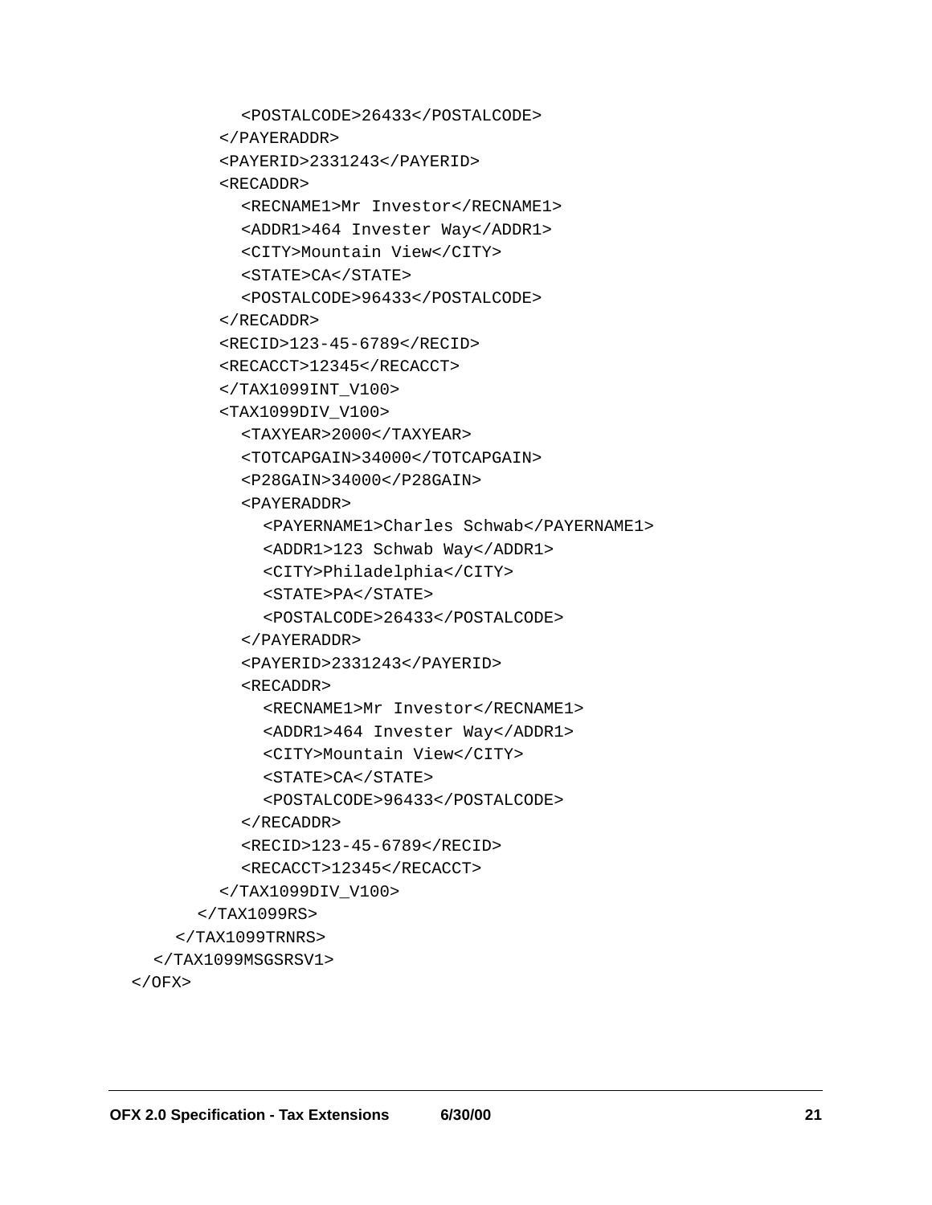```
            <POSTALCODE>26433</POSTALCODE>
          </PAYERADDR>
          <PAYERID>2331243</PAYERID>
          <RECADDR>
            <RECNAME1>Mr Investor</RECNAME1>
            <ADDR1>464 Invester Way</ADDR1>
            <CITY>Mountain View</CITY>
            <STATE>CA</STATE>
            <POSTALCODE>96433</POSTALCODE>
          </RECADDR>
          <RECID>123-45-6789</RECID>
          <RECACCT>12345</RECACCT>
          </TAX1099INT_V100>
          <TAX1099DIV_V100>
            <TAXYEAR>2000</TAXYEAR>
            <TOTCAPGAIN>34000</TOTCAPGAIN>
            <P28GAIN>34000</P28GAIN>
            <PAYERADDR>
              <PAYERNAME1>Charles Schwab</PAYERNAME1>
              <ADDR1>123 Schwab Way</ADDR1>
              <CITY>Philadelphia</CITY>
              <STATE>PA</STATE>
              <POSTALCODE>26433</POSTALCODE>
            </PAYERADDR>
            <PAYERID>2331243</PAYERID>
            <RECADDR>
              <RECNAME1>Mr Investor</RECNAME1>
              <ADDR1>464 Invester Way</ADDR1>
              <CITY>Mountain View</CITY>
              <STATE>CA</STATE>
              <POSTALCODE>96433</POSTALCODE>
            </RECADDR>
            <RECID>123-45-6789</RECID>
            <RECACCT>12345</RECACCT>
          </TAX1099DIV_V100>
        </TAX1099RS>
      </TAX1099TRNRS>
    </TAX1099MSGSRSV1>
  </OFX>
```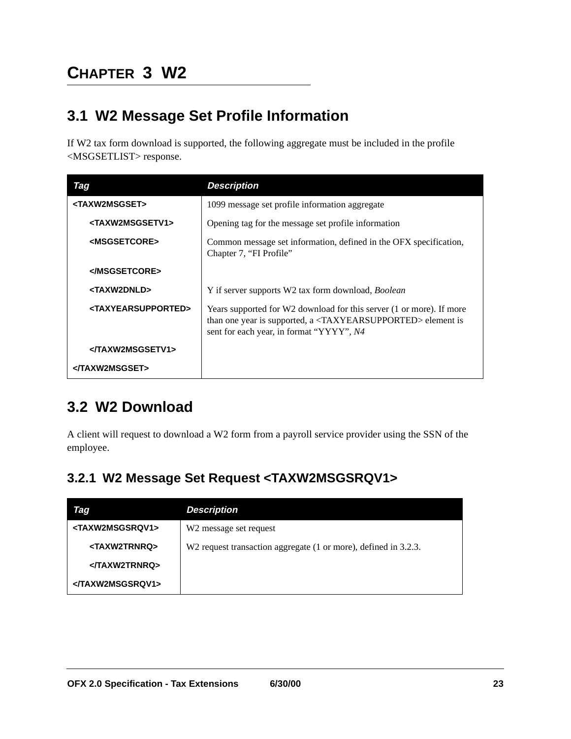# CHAPTER 3 W2

## 3.1 W2 Message Set Profile Information

If W2 tax form download is supported, the following aggregate must be included in the profile <MSGSETLIST> response.

| Tag | Description |
|---|---|
| <TAXW2MSGSET> | 1099 message set profile information aggregate |
| <TAXW2MSGSETV1> | Opening tag for the message set profile information |
| <MSGSETCORE> | Common message set information, defined in the OFX specification, Chapter 7, “FI Profile” |
| </MSGSETCORE> | |
| <TAXW2DNLD> | Y if server supports W2 tax form download, *Boolean* |
| <TAXYEARSUPPORTED> | Years supported for W2 download for this server (1 or more). If more than one year is supported, a <TAXYEARSUPPORTED> element is sent for each year, in format “YYYY”, *N4* |
| </TAXW2MSGSETV1> | |
| </TAXW2MSGSET> | |

## 3.2 W2 Download

A client will request to download a W2 form from a payroll service provider using the SSN of the employee.

### 3.2.1 W2 Message Set Request <TAXW2MSGSRQV1>

| Tag | Description |
|---|---|
| <TAXW2MSGSRQV1> | W2 message set request |
| <TAXW2TRNRQ> | W2 request transaction aggregate (1 or more), defined in 3.2.3. |
| </TAXW2TRNRQ> | |
| </TAXW2MSGSRQV1> | |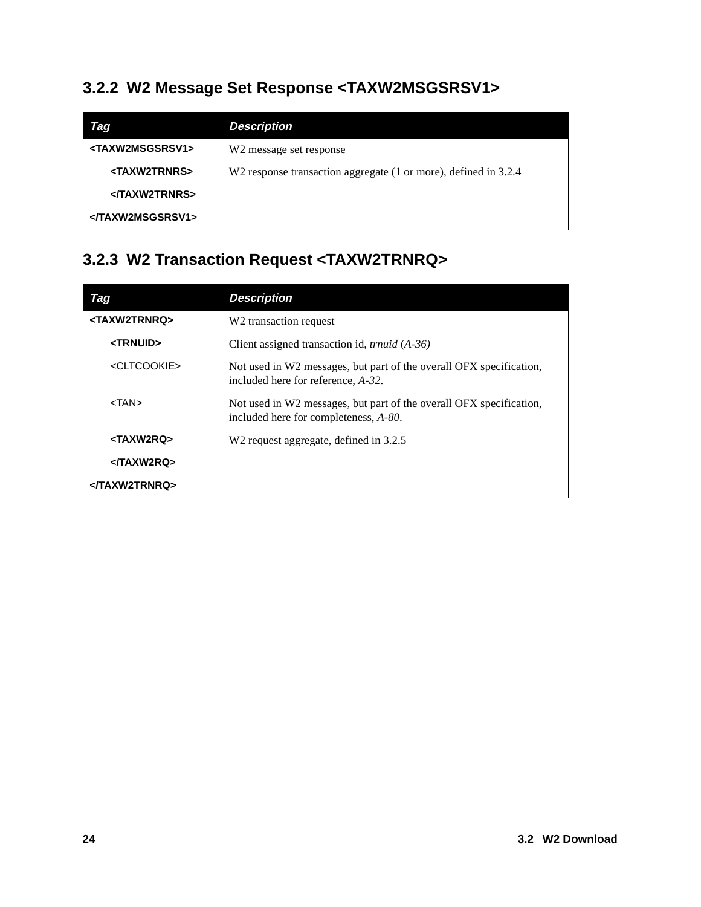### 3.2.2 W2 Message Set Response <TAXW2MSGSRSV1>

| Tag | Description |
|---|---|
| **<TAXW2MSGSRSV1>** | W2 message set response |
| **<TAXW2TRNRS>** | W2 response transaction aggregate (1 or more), defined in 3.2.4 |
| **</TAXW2TRNRS>** | |
| **</TAXW2MSGSRSV1>** | |

### 3.2.3 W2 Transaction Request <TAXW2TRNRQ>

| Tag | Description |
|---|---|
| **<TAXW2TRNRQ>** | W2 transaction request |
| **<TRNUID>** | Client assigned transaction id, *trnuid* (*A-36)* |
| <CLTCOOKIE> | Not used in W2 messages, but part of the overall OFX specification, included here for reference, *A-32*. |
| <TAN> | Not used in W2 messages, but part of the overall OFX specification, included here for completeness, *A-80*. |
| **<TAXW2RQ>** | W2 request aggregate, defined in 3.2.5 |
| **</TAXW2RQ>** | |
| **</TAXW2TRNRQ>** | |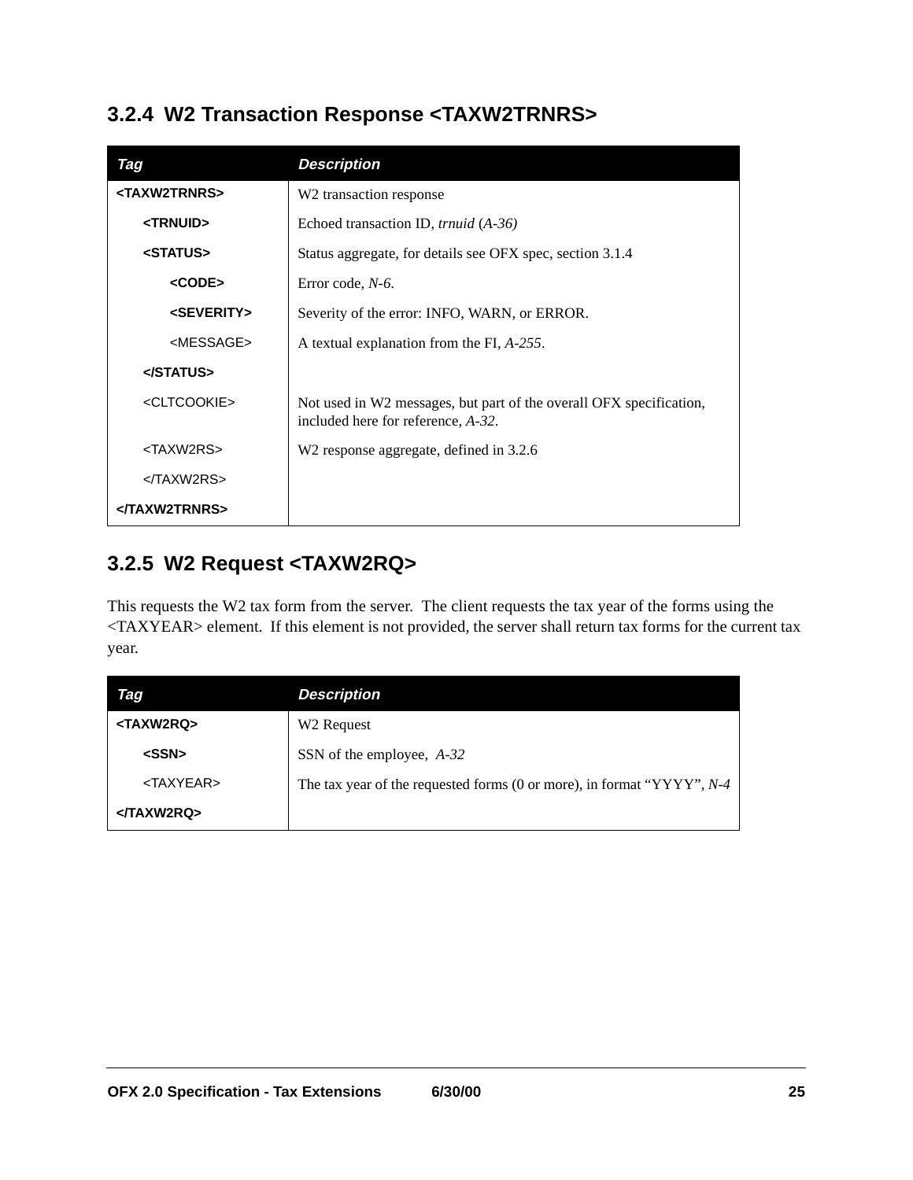### 3.2.4 W2 Transaction Response <TAXW2TRNRS>

| Tag | Description |
|---|---|
| **<TAXW2TRNRS>** | W2 transaction response |
| **<TRNUID>** | Echoed transaction ID, *trnuid* (*A-36)* |
| **<STATUS>** | Status aggregate, for details see OFX spec, section 3.1.4 |
| **<CODE>** | Error code, *N-6*. |
| **<SEVERITY>** | Severity of the error: INFO, WARN, or ERROR. |
| <MESSAGE> | A textual explanation from the FI, *A-255*. |
| **</STATUS>** | |
| <CLTCOOKIE> | Not used in W2 messages, but part of the overall OFX specification, included here for reference, *A-32*. |
| <TAXW2RS> | W2 response aggregate, defined in 3.2.6 |
| </TAXW2RS> | |
| **</TAXW2TRNRS>** | |

### 3.2.5 W2 Request <TAXW2RQ>

This requests the W2 tax form from the server. The client requests the tax year of the forms using the <TAXYEAR> element. If this element is not provided, the server shall return tax forms for the current tax year.

| Tag | Description |
|---|---|
| **<TAXW2RQ>** | W2 Request |
| **<SSN>** | SSN of the employee, *A-32* |
| <TAXYEAR> | The tax year of the requested forms (0 or more), in format “YYYY”, *N-4* |
| **</TAXW2RQ>** | |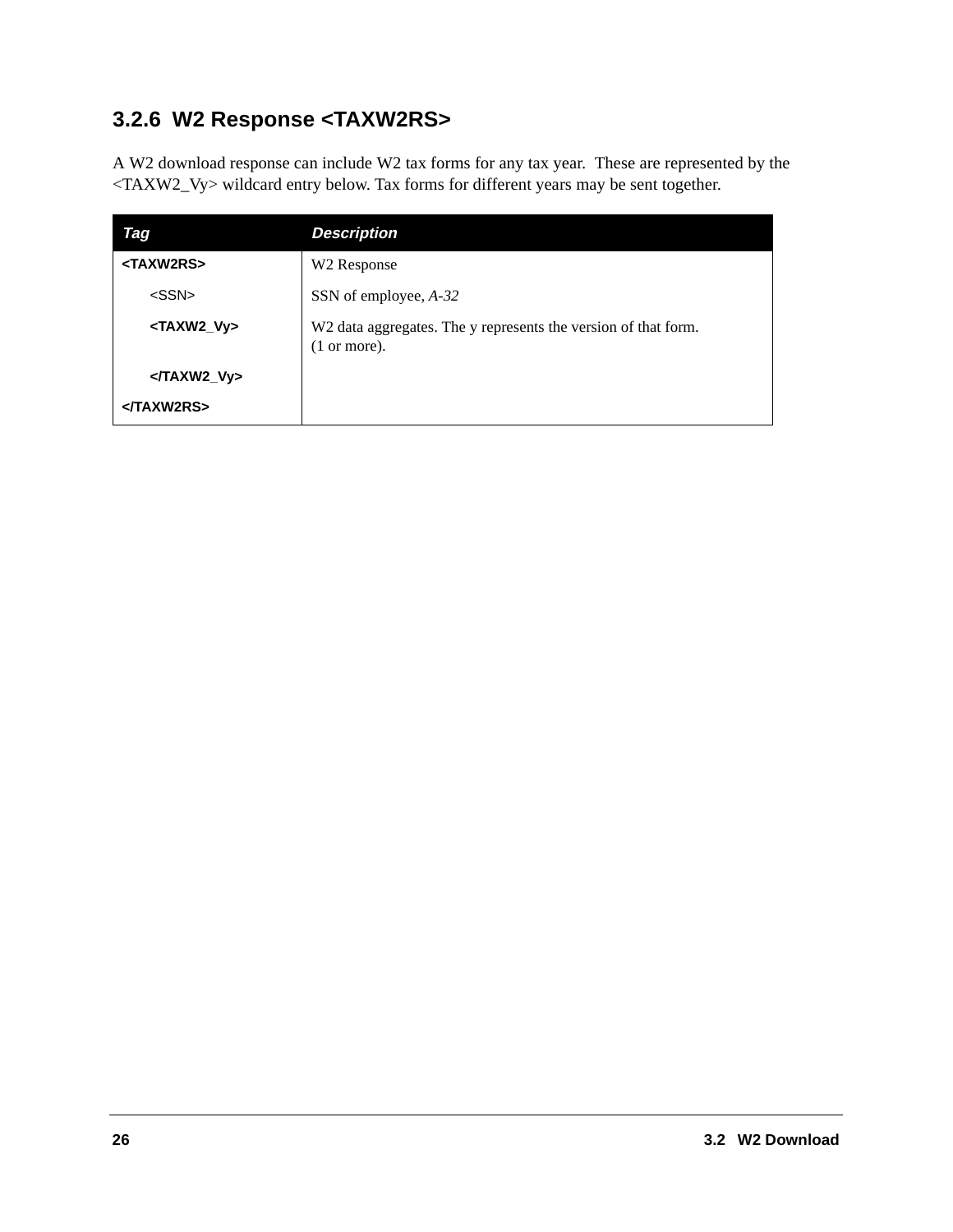### 3.2.6 W2 Response <TAXW2RS>

A W2 download response can include W2 tax forms for any tax year. These are represented by the <TAXW2_Vy> wildcard entry below. Tax forms for different years may be sent together.

| Tag | Description |
|---|---|
| **<TAXW2RS>** | W2 Response |
| <SSN> | SSN of employee, *A-32* |
| **<TAXW2_Vy>** | W2 data aggregates. The y represents the version of that form. (1 or more). |
| **</TAXW2_Vy>** | |
| **</TAXW2RS>** | |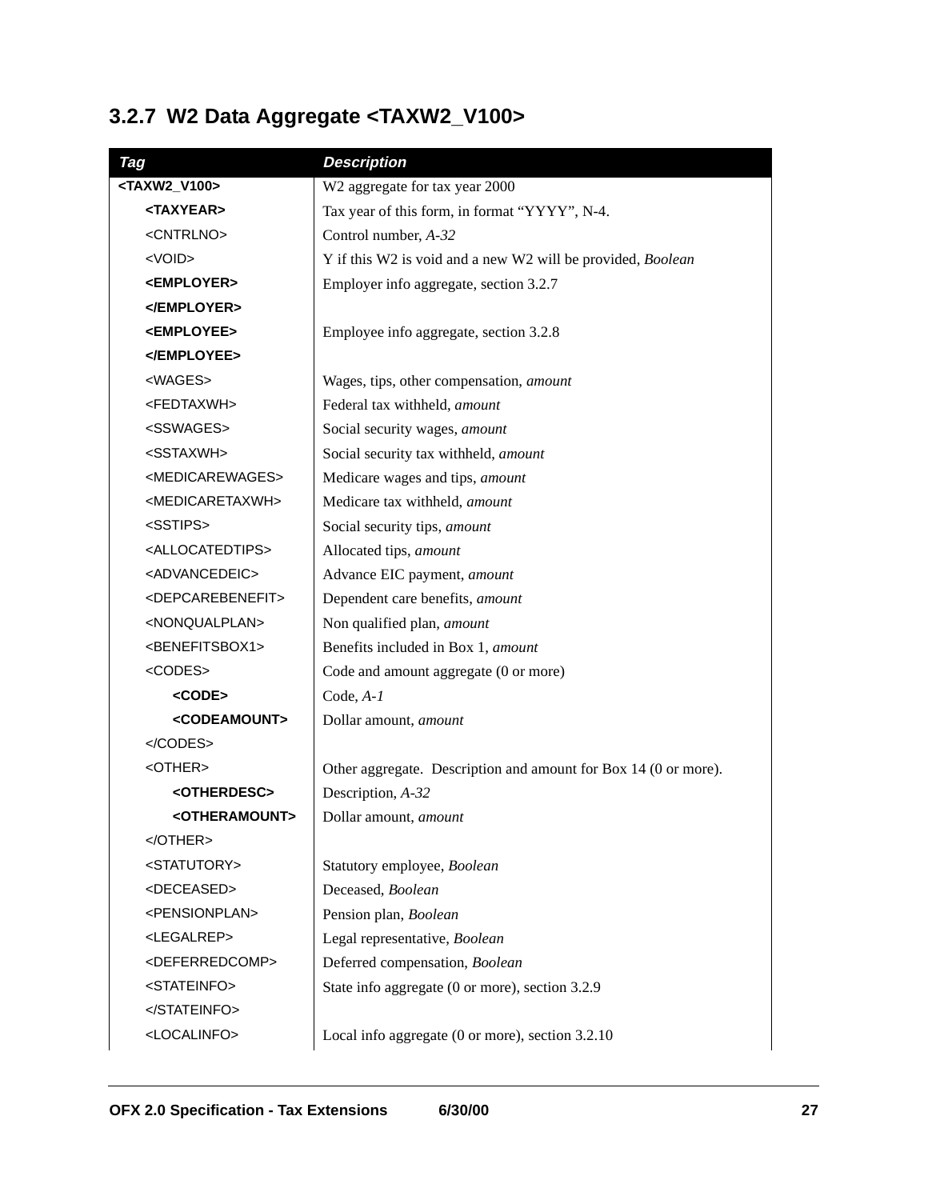### 3.2.7 W2 Data Aggregate <TAXW2_V100>

| Tag | Description |
|---|---|
| **<TAXW2_V100>** | W2 aggregate for tax year 2000 |
| **<TAXYEAR>** | Tax year of this form, in format "YYYY", N-4. |
| <CNTRLNO> | Control number, *A-32* |
| <VOID> | Y if this W2 is void and a new W2 will be provided, *Boolean* |
| **<EMPLOYER>** | Employer info aggregate, section 3.2.7 |
| **</EMPLOYER>** | |
| **<EMPLOYEE>** | Employee info aggregate, section 3.2.8 |
| **</EMPLOYEE>** | |
| <WAGES> | Wages, tips, other compensation, *amount* |
| <FEDTAXWH> | Federal tax withheld, *amount* |
| <SSWAGES> | Social security wages, *amount* |
| <SSTAXWH> | Social security tax withheld, *amount* |
| <MEDICAREWAGES> | Medicare wages and tips, *amount* |
| <MEDICARETAXWH> | Medicare tax withheld, *amount* |
| <SSTIPS> | Social security tips, *amount* |
| <ALLOCATEDTIPS> | Allocated tips, *amount* |
| <ADVANCEDEIC> | Advance EIC payment, *amount* |
| <DEPCAREBENEFIT> | Dependent care benefits, *amount* |
| <NONQUALPLAN> | Non qualified plan, *amount* |
| <BENEFITSBOX1> | Benefits included in Box 1, *amount* |
| <CODES> | Code and amount aggregate (0 or more) |
| **<CODE>** | Code, *A-1* |
| **<CODEAMOUNT>** | Dollar amount, *amount* |
| </CODES> | |
| <OTHER> | Other aggregate. Description and amount for Box 14 (0 or more). |
| **<OTHERDESC>** | Description, *A-32* |
| **<OTHERAMOUNT>** | Dollar amount, *amount* |
| </OTHER> | |
| <STATUTORY> | Statutory employee, *Boolean* |
| <DECEASED> | Deceased, *Boolean* |
| <PENSIONPLAN> | Pension plan, *Boolean* |
| <LEGALREP> | Legal representative, *Boolean* |
| <DEFERREDCOMP> | Deferred compensation, *Boolean* |
| <STATEINFO> | State info aggregate (0 or more), section 3.2.9 |
| </STATEINFO> | |
| <LOCALINFO> | Local info aggregate (0 or more), section 3.2.10 |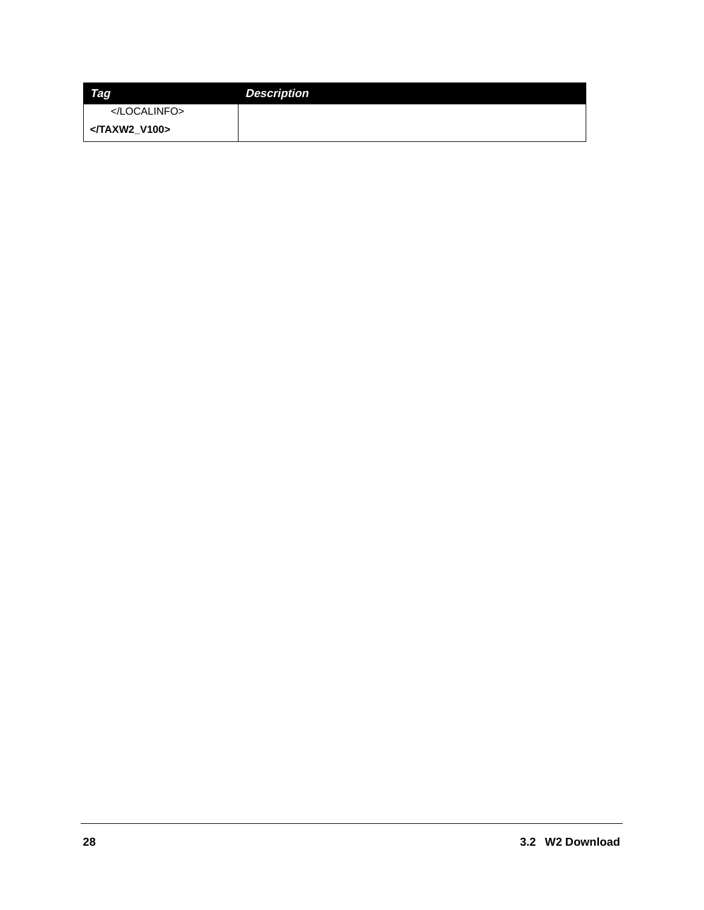| *Tag* | *Description* |
|---|---|
| &nbsp;&nbsp;&nbsp;&nbsp;</LOCALINFO> | |
| **</TAXW2_V100>** | |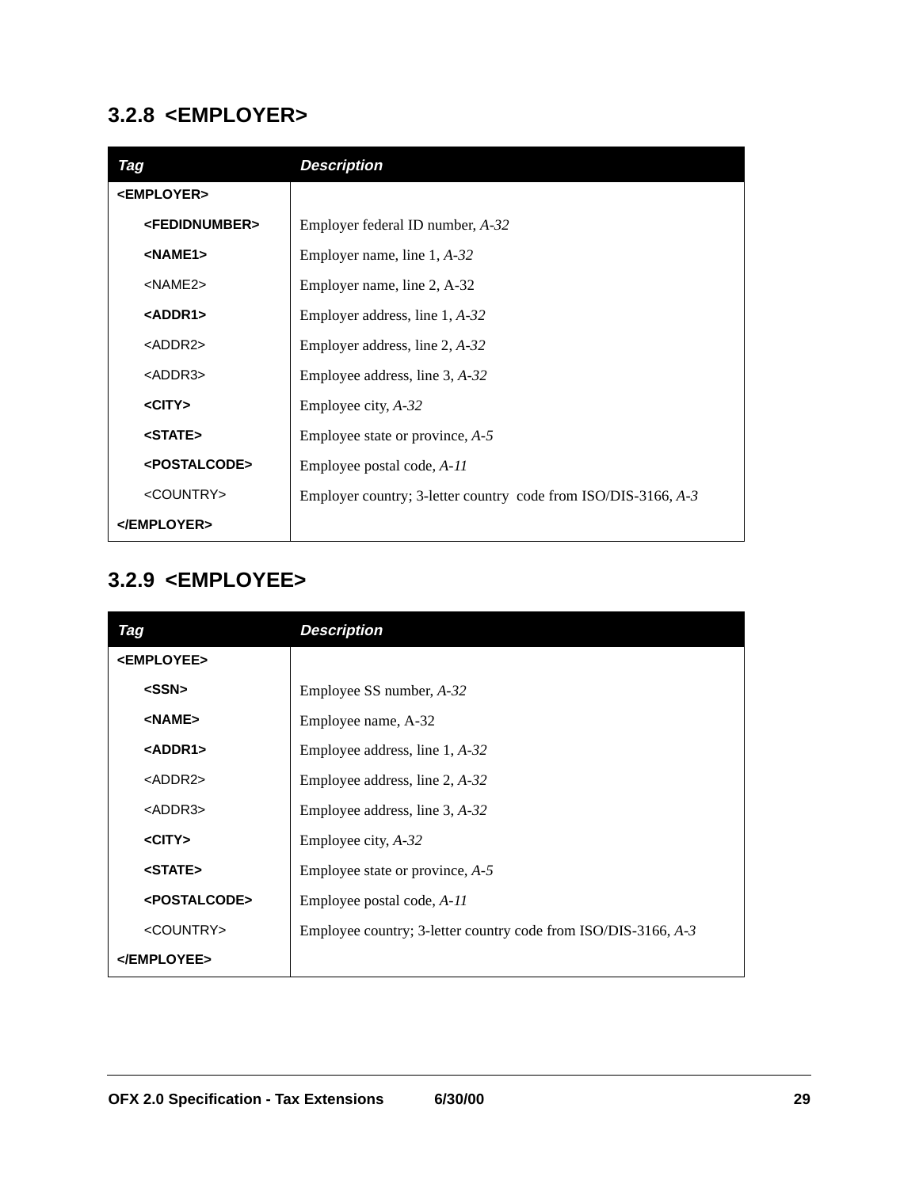### 3.2.8 <EMPLOYER>

| *Tag* | *Description* |
|---|---|
| **<EMPLOYER>** | |
| **<FEDIDNUMBER>** | Employer federal ID number, *A-32* |
| **<NAME1>** | Employer name, line 1, *A-32* |
| <NAME2> | Employer name, line 2, A-32 |
| **<ADDR1>** | Employer address, line 1, *A-32* |
| <ADDR2> | Employer address, line 2, *A-32* |
| <ADDR3> | Employee address, line 3, *A-32* |
| **<CITY>** | Employee city, *A-32* |
| **<STATE>** | Employee state or province, *A-5* |
| **<POSTALCODE>** | Employee postal code, *A-11* |
| <COUNTRY> | Employer country; 3-letter country code from ISO/DIS-3166, *A-3* |
| **</EMPLOYER>** | |

### 3.2.9 <EMPLOYEE>

| *Tag* | *Description* |
|---|---|
| **<EMPLOYEE>** | |
| **<SSN>** | Employee SS number, *A-32* |
| **<NAME>** | Employee name, A-32 |
| **<ADDR1>** | Employee address, line 1, *A-32* |
| <ADDR2> | Employee address, line 2, *A-32* |
| <ADDR3> | Employee address, line 3, *A-32* |
| **<CITY>** | Employee city, *A-32* |
| **<STATE>** | Employee state or province, *A-5* |
| **<POSTALCODE>** | Employee postal code, *A-11* |
| <COUNTRY> | Employee country; 3-letter country code from ISO/DIS-3166, *A-3* |
| **</EMPLOYEE>** | |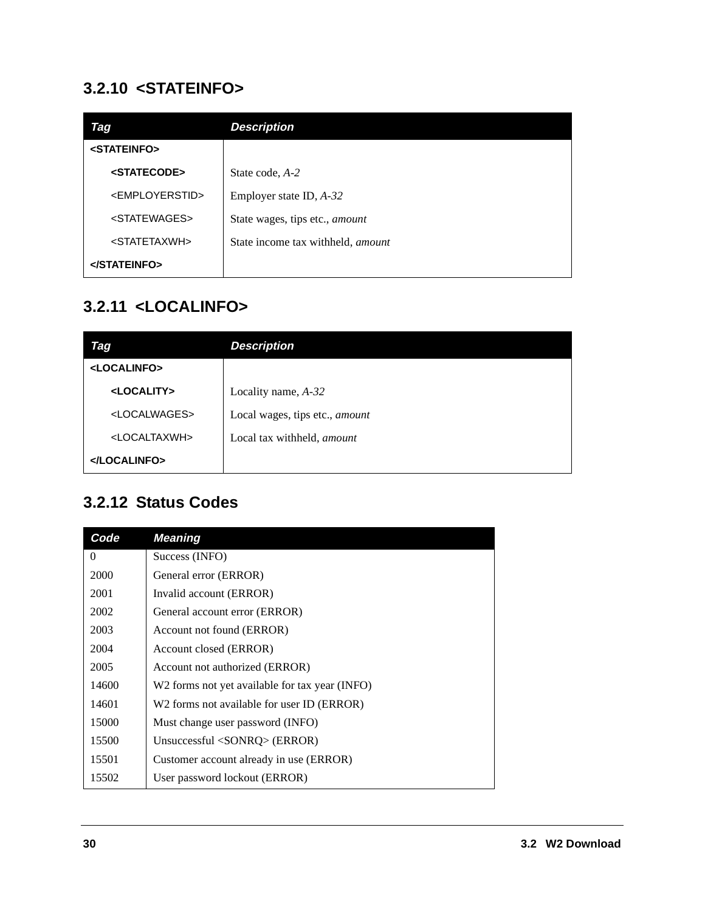### 3.2.10 <STATEINFO>

| Tag | Description |
|---|---|
| **<STATEINFO>** | |
| **<STATECODE>** | State code, *A-2* |
| <EMPLOYERSTID> | Employer state ID, *A-32* |
| <STATEWAGES> | State wages, tips etc., *amount* |
| <STATETAXWH> | State income tax withheld, *amount* |
| **</STATEINFO>** | |

### 3.2.11 <LOCALINFO>

| Tag | Description |
|---|---|
| **<LOCALINFO>** | |
| **<LOCALITY>** | Locality name, *A-32* |
| <LOCALWAGES> | Local wages, tips etc., *amount* |
| <LOCALTAXWH> | Local tax withheld, *amount* |
| **</LOCALINFO>** | |

### 3.2.12 Status Codes

| Code | Meaning |
|---|---|
| 0 | Success (INFO) |
| 2000 | General error (ERROR) |
| 2001 | Invalid account (ERROR) |
| 2002 | General account error (ERROR) |
| 2003 | Account not found (ERROR) |
| 2004 | Account closed (ERROR) |
| 2005 | Account not authorized (ERROR) |
| 14600 | W2 forms not yet available for tax year (INFO) |
| 14601 | W2 forms not available for user ID (ERROR) |
| 15000 | Must change user password (INFO) |
| 15500 | Unsuccessful <SONRQ> (ERROR) |
| 15501 | Customer account already in use (ERROR) |
| 15502 | User password lockout (ERROR) |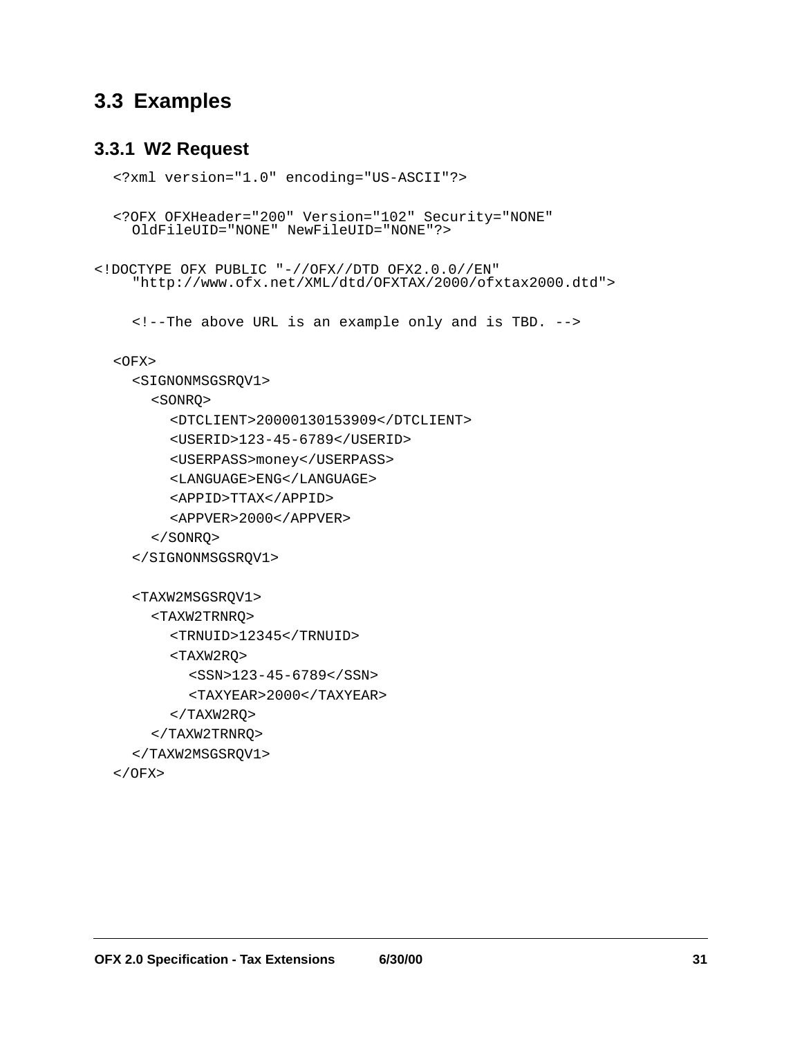## 3.3 Examples

### 3.3.1 W2 Request

```
<?xml version="1.0" encoding="US-ASCII"?>

<?OFX OFXHeader="200" Version="102" Security="NONE"
  OldFileUID="NONE" NewFileUID="NONE"?>

<!DOCTYPE OFX PUBLIC "-//OFX//DTD OFX2.0.0//EN"
    "http://www.ofx.net/XML/dtd/OFXTAX/2000/ofxtax2000.dtd">

  <!--The above URL is an example only and is TBD. -->

<OFX>
  <SIGNONMSGSRQV1>
    <SONRQ>
      <DTCLIENT>20000130153909</DTCLIENT>
      <USERID>123-45-6789</USERID>
      <USERPASS>money</USERPASS>
      <LANGUAGE>ENG</LANGUAGE>
      <APPID>TTAX</APPID>
      <APPVER>2000</APPVER>
    </SONRQ>
  </SIGNONMSGSRQV1>

  <TAXW2MSGSRQV1>
    <TAXW2TRNRQ>
      <TRNUID>12345</TRNUID>
      <TAXW2RQ>
        <SSN>123-45-6789</SSN>
        <TAXYEAR>2000</TAXYEAR>
      </TAXW2RQ>
    </TAXW2TRNRQ>
  </TAXW2MSGSRQV1>
</OFX>
```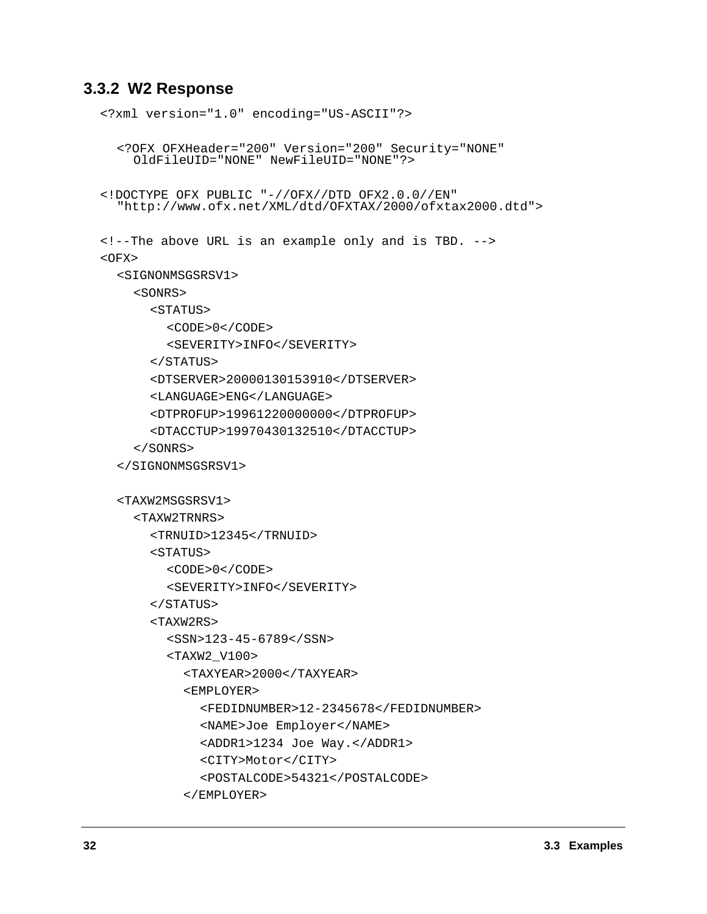### 3.3.2 W2 Response

```
<?xml version="1.0" encoding="US-ASCII"?>

  <?OFX OFXHeader="200" Version="200" Security="NONE"
    OldFileUID="NONE" NewFileUID="NONE"?>

<!DOCTYPE OFX PUBLIC "-//OFX//DTD OFX2.0.0//EN"
  "http://www.ofx.net/XML/dtd/OFXTAX/2000/ofxtax2000.dtd">

<!--The above URL is an example only and is TBD. -->
<OFX>
  <SIGNONMSGSRSV1>
    <SONRS>
      <STATUS>
        <CODE>0</CODE>
        <SEVERITY>INFO</SEVERITY>
      </STATUS>
      <DTSERVER>20000130153910</DTSERVER>
      <LANGUAGE>ENG</LANGUAGE>
      <DTPROFUP>19961220000000</DTPROFUP>
      <DTACCTUP>19970430132510</DTACCTUP>
    </SONRS>
  </SIGNONMSGSRSV1>

  <TAXW2MSGSRSV1>
    <TAXW2TRNRS>
      <TRNUID>12345</TRNUID>
      <STATUS>
        <CODE>0</CODE>
        <SEVERITY>INFO</SEVERITY>
      </STATUS>
      <TAXW2RS>
        <SSN>123-45-6789</SSN>
        <TAXW2_V100>
          <TAXYEAR>2000</TAXYEAR>
          <EMPLOYER>
            <FEDIDNUMBER>12-2345678</FEDIDNUMBER>
            <NAME>Joe Employer</NAME>
            <ADDR1>1234 Joe Way.</ADDR1>
            <CITY>Motor</CITY>
            <POSTALCODE>54321</POSTALCODE>
          </EMPLOYER>
```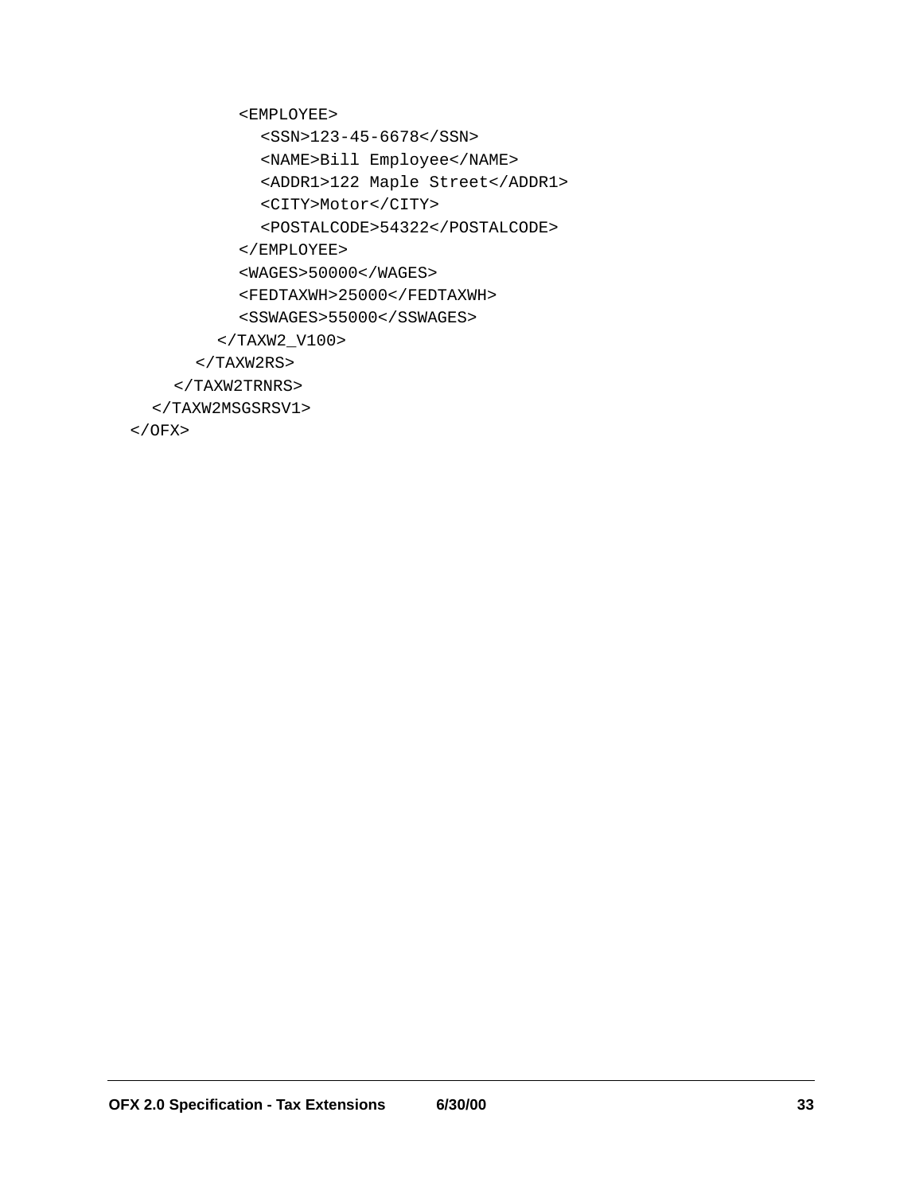```
        <EMPLOYEE>
          <SSN>123-45-6678</SSN>
          <NAME>Bill Employee</NAME>
          <ADDR1>122 Maple Street</ADDR1>
          <CITY>Motor</CITY>
          <POSTALCODE>54322</POSTALCODE>
        </EMPLOYEE>
        <WAGES>50000</WAGES>
        <FEDTAXWH>25000</FEDTAXWH>
        <SSWAGES>55000</SSWAGES>
      </TAXW2_V100>
    </TAXW2RS>
  </TAXW2TRNRS>
</TAXW2MSGSRSV1>
</OFX>
```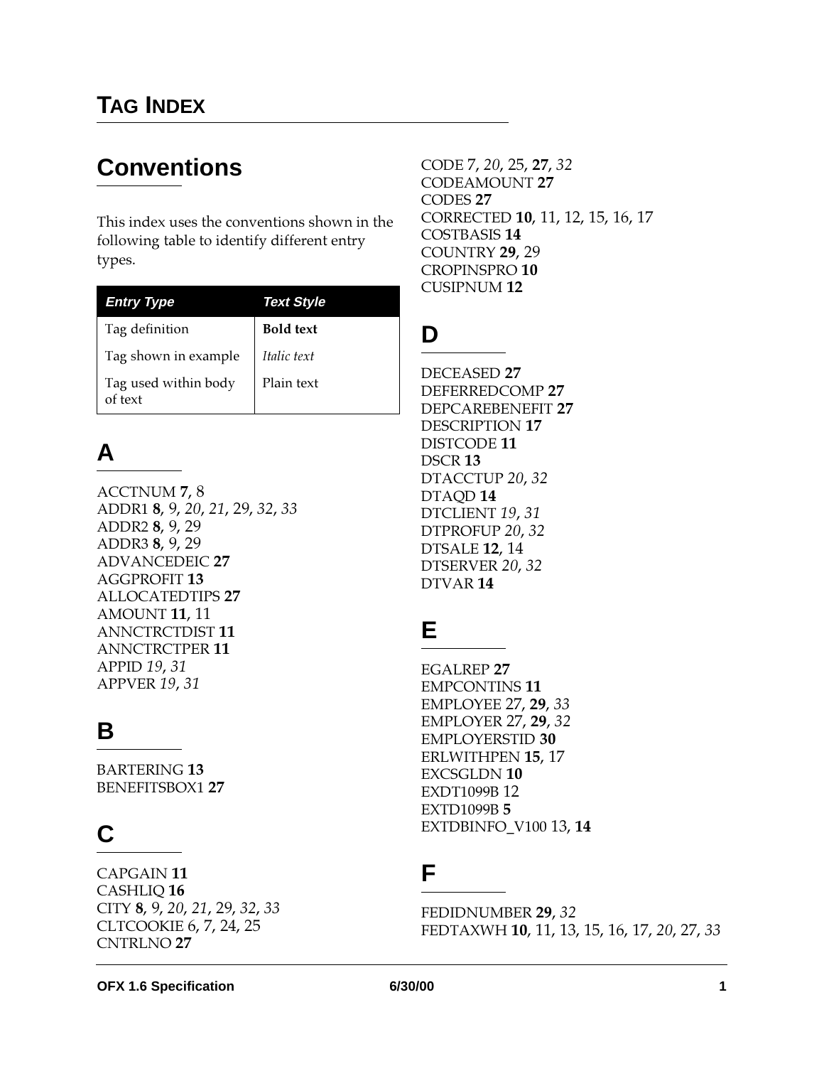# TAG INDEX

## Conventions

This index uses the conventions shown in the following table to identify different entry types.

| *Entry Type* | *Text Style* |
| --- | --- |
| Tag definition | **Bold text** |
| Tag shown in example | *Italic text* |
| Tag used within body of text | Plain text |

## A

ACCTNUM **7**, 8
ADDR1 **8**, 9, *20*, *21*, 29, *32*, *33*
ADDR2 **8**, 9, 29
ADDR3 **8**, 9, 29
ADVANCEDEIC **27**
AGGPROFIT **13**
ALLOCATEDTIPS **27**
AMOUNT **11**, 11
ANNCTRCTDIST **11**
ANNCTRCTPER **11**
APPID *19*, *31*
APPVER *19*, *31*

## B

BARTERING **13**
BENEFITSBOX1 **27**

## C

CAPGAIN **11**
CASHLIQ **16**
CITY **8**, 9, *20*, *21*, 29, *32*, *33*
CLTCOOKIE 6, 7, 24, 25
CNTRLNO **27**
CODE 7, *20*, 25, **27**, *32*
CODEAMOUNT **27**
CODES **27**
CORRECTED **10**, 11, 12, 15, 16, 17
COSTBASIS **14**
COUNTRY **29**, 29
CROPINSPRO **10**
CUSIPNUM **12**

## D

DECEASED **27**
DEFERREDCOMP **27**
DEPCAREBENEFIT **27**
DESCRIPTION **17**
DISTCODE **11**
DSCR **13**
DTACCTUP *20*, *32*
DTAQD **14**
DTCLIENT *19*, *31*
DTPROFUP *20*, *32*
DTSALE **12**, 14
DTSERVER *20*, *32*
DTVAR **14**

## E

EGALREP **27**
EMPCONTINS **11**
EMPLOYEE 27, **29**, *33*
EMPLOYER 27, **29**, *32*
EMPLOYERSTID **30**
ERLWITHPEN **15**, 17
EXCSGLDN **10**
EXDT1099B 12
EXTD1099B **5**
EXTDBINFO_V100 13, **14**

## F

FEDIDNUMBER **29**, *32*
FEDTAXWH **10**, 11, 13, 15, 16, 17, *20*, 27, *33*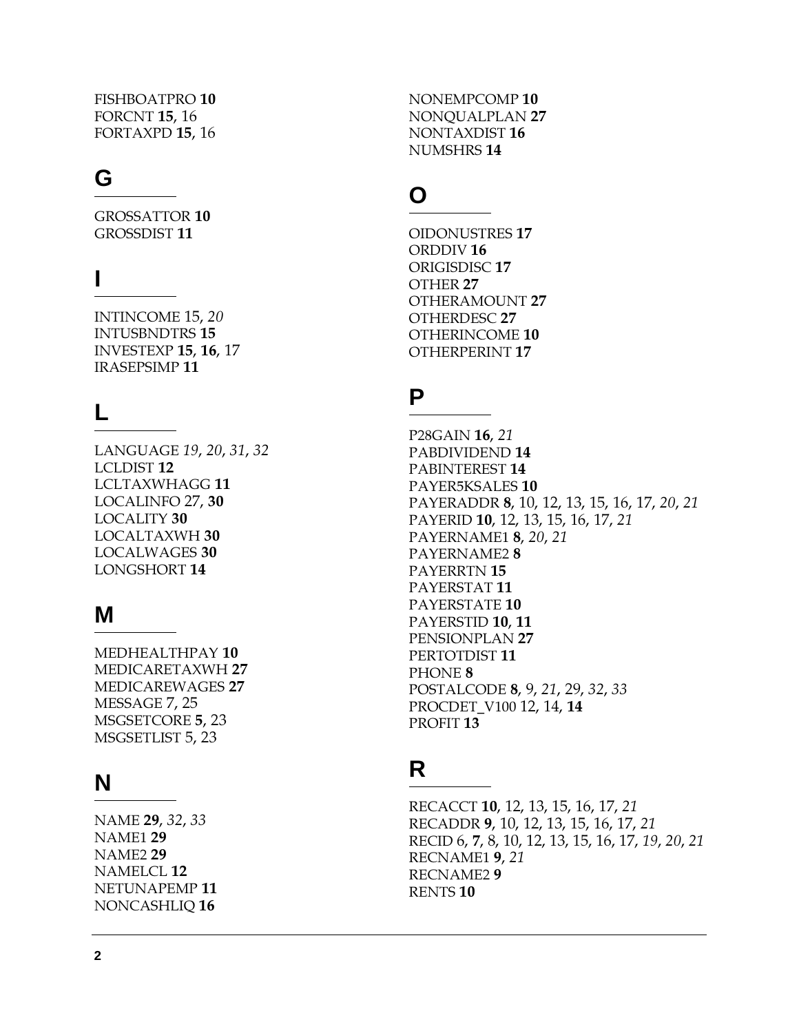FISHBOATPRO **10**
FORCNT **15**, 16
FORTAXPD **15**, 16

## G

GROSSATTOR **10**
GROSSDIST **11**

## I

INTINCOME 15, *20*
INTUSBNDTRS **15**
INVESTEXP **15**, **16**, 17
IRASEPSIMP **11**

## L

LANGUAGE *19*, *20*, *31*, *32*
LCLDIST **12**
LCLTAXWHAGG **11**
LOCALINFO 27, **30**
LOCALITY **30**
LOCALTAXWH **30**
LOCALWAGES **30**
LONGSHORT **14**

## M

MEDHEALTHPAY **10**
MEDICARETAXWH **27**
MEDICAREWAGES **27**
MESSAGE 7, 25
MSGSETCORE **5**, 23
MSGSETLIST 5, 23

## N

NAME **29**, *32*, *33*
NAME1 **29**
NAME2 **29**
NAMELCL **12**
NETUNAPEMP **11**
NONCASHLIQ **16**
NONEMPCOMP **10**
NONQUALPLAN **27**
NONTAXDIST **16**
NUMSHRS **14**

## O

OIDONUSTRES **17**
ORDDIV **16**
ORIGISDISC **17**
OTHER **27**
OTHERAMOUNT **27**
OTHERDESC **27**
OTHERINCOME **10**
OTHERPERINT **17**

## P

P28GAIN **16**, *21*
PABDIVIDEND **14**
PABINTEREST **14**
PAYER5KSALES **10**
PAYERADDR **8**, 10, 12, 13, 15, 16, 17, *20*, *21*
PAYERID **10**, 12, 13, 15, 16, 17, *21*
PAYERNAME1 **8**, *20*, *21*
PAYERNAME2 **8**
PAYERRTN **15**
PAYERSTAT **11**
PAYERSTATE **10**
PAYERSTID **10**, **11**
PENSIONPLAN **27**
PERTOTDIST **11**
PHONE **8**
POSTALCODE **8**, 9, *21*, 29, *32*, *33*
PROCDET_V100 12, 14, **14**
PROFIT **13**

## R

RECACCT **10**, 12, 13, 15, 16, 17, *21*
RECADDR **9**, 10, 12, 13, 15, 16, 17, *21*
RECID 6, **7**, 8, 10, 12, 13, 15, 16, 17, *19*, *20*, *21*
RECNAME1 **9**, *21*
RECNAME2 **9**
RENTS **10**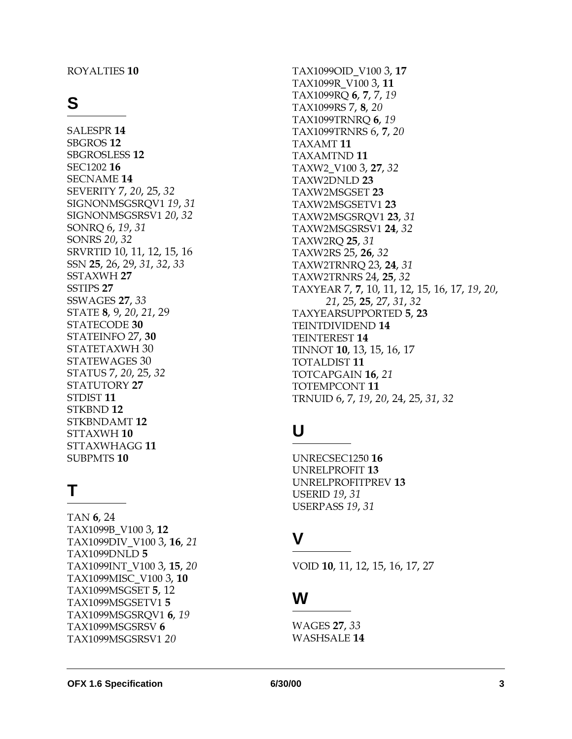ROYALTIES **10**

## S

SALESPR **14**
SBGROS **12**
SBGROSLESS **12**
SEC1202 **16**
SECNAME **14**
SEVERITY 7, *20*, 25, *32*
SIGNONMSGSRQV1 *19*, *31*
SIGNONMSGSRSV1 *20*, *32*
SONRQ 6, *19*, *31*
SONRS *20*, *32*
SRVRTID 10, 11, 12, 15, 16
SSN **25**, 26, 29, *31*, *32*, *33*
SSTAXWH **27**
SSTIPS **27**
SSWAGES **27**, *33*
STATE **8**, 9, *20*, *21*, 29
STATECODE **30**
STATEINFO 27, **30**
STATETAXWH 30
STATEWAGES 30
STATUS 7, *20*, 25, *32*
STATUTORY **27**
STDIST **11**
STKBND **12**
STKBNDAMT **12**
STTAXWH **10**
STTAXWHAGG **11**
SUBPMTS **10**

## T

TAN **6**, 24
TAX1099B_V100 3, **12**
TAX1099DIV_V100 3, **16**, *21*
TAX1099DNLD **5**
TAX1099INT_V100 3, **15**, *20*
TAX1099MISC_V100 3, **10**
TAX1099MSGSET **5**, 12
TAX1099MSGSETV1 **5**
TAX1099MSGSRQV1 **6**, *19*
TAX1099MSGSRSV **6**
TAX1099MSGSRSV1 *20*
TAX1099OID_V100 3, **17**
TAX1099R_V100 3, **11**
TAX1099RQ **6**, **7**, 7, *19*
TAX1099RS 7, **8**, *20*
TAX1099TRNRQ **6**, *19*
TAX1099TRNRS 6, **7**, *20*
TAXAMT **11**
TAXAMTND **11**
TAXW2_V100 3, **27**, *32*
TAXW2DNLD **23**
TAXW2MSGSET **23**
TAXW2MSGSETV1 **23**
TAXW2MSGSRQV1 **23**, *31*
TAXW2MSGSRSV1 **24**, *32*
TAXW2RQ **25**, *31*
TAXW2RS 25, **26**, *32*
TAXW2TRNRQ 23, **24**, *31*
TAXW2TRNRS 24, **25**, *32*
TAXYEAR 7, **7**, 10, 11, 12, 15, 16, 17, *19*, *20*, *21*, 25, **25**, 27, *31*, *32*
TAXYEARSUPPORTED **5**, **23**
TEINTDIVIDEND **14**
TEINTEREST **14**
TINNOT **10**, 13, 15, 16, 17
TOTALDIST **11**
TOTCAPGAIN **16**, *21*
TOTEMPCONT **11**
TRNUID 6, 7, *19*, *20*, 24, 25, *31*, *32*

## U

UNRECSEC1250 **16**
UNRELPROFIT **13**
UNRELPROFITPREV **13**
USERID *19*, *31*
USERPASS *19*, *31*

## V

VOID **10**, 11, 12, 15, 16, 17, 27

## W

WAGES **27**, *33*
WASHSALE **14**